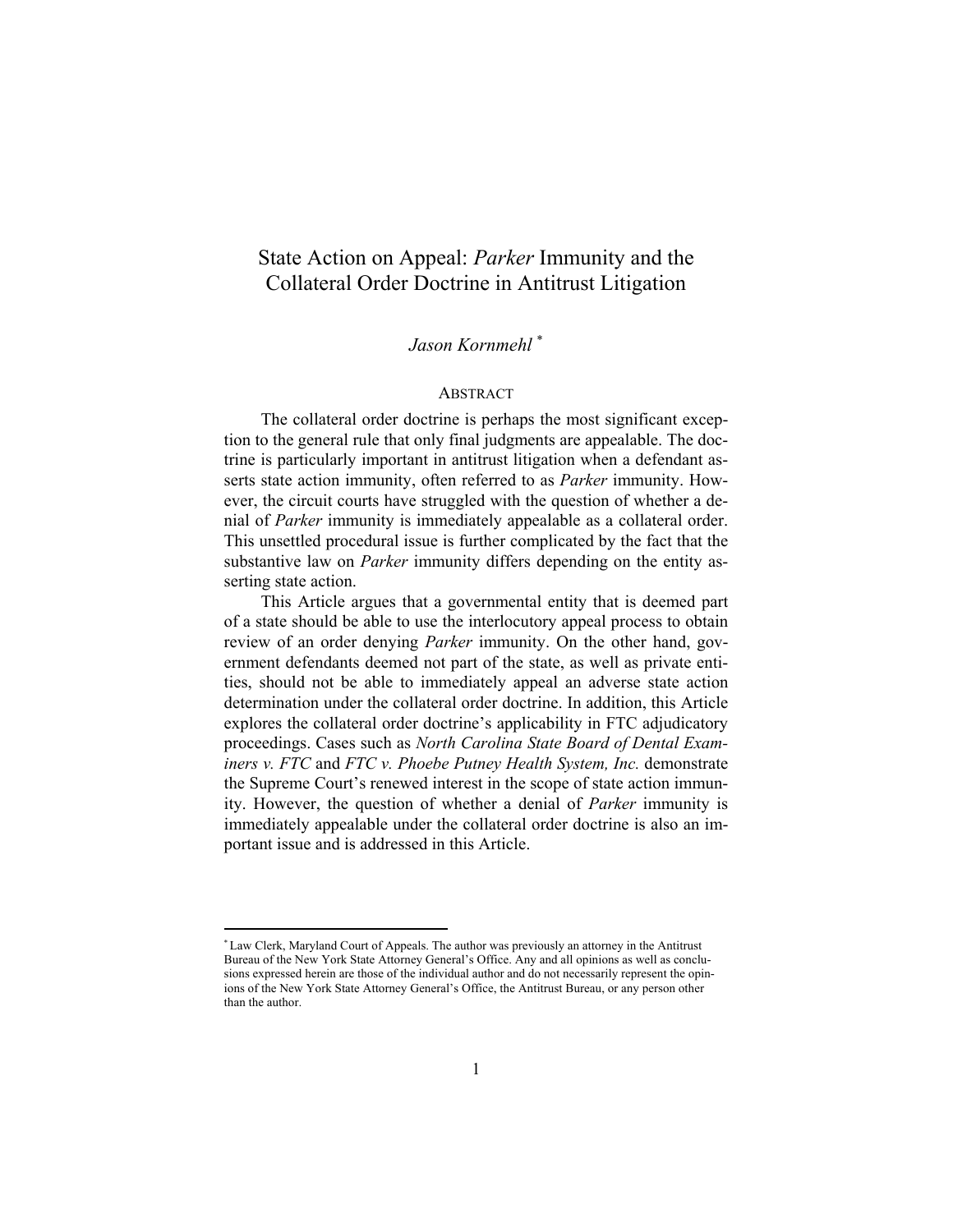# State Action on Appeal: *Parker* Immunity and the Collateral Order Doctrine in Antitrust Litigation

*Jason Kornmehl* [*]

## ABSTRACT

The collateral order doctrine is perhaps the most significant exception to the general rule that only final judgments are appealable. The doctrine is particularly important in antitrust litigation when a defendant asserts state action immunity, often referred to as *Parker* immunity. However, the circuit courts have struggled with the question of whether a denial of *Parker* immunity is immediately appealable as a collateral order. This unsettled procedural issue is further complicated by the fact that the substantive law on *Parker* immunity differs depending on the entity asserting state action.

This Article argues that a governmental entity that is deemed part of a state should be able to use the interlocutory appeal process to obtain review of an order denying *Parker* immunity. On the other hand, government defendants deemed not part of the state, as well as private entities, should not be able to immediately appeal an adverse state action determination under the collateral order doctrine. In addition, this Article explores the collateral order doctrine's applicability in FTC adjudicatory proceedings. Cases such as *North Carolina State Board of Dental Examiners v. FTC* and *FTC v. Phoebe Putney Health System, Inc.* demonstrate the Supreme Court's renewed interest in the scope of state action immunity. However, the question of whether a denial of *Parker* immunity is immediately appealable under the collateral order doctrine is also an important issue and is addressed in this Article.

---

[*] Law Clerk, Maryland Court of Appeals. The author was previously an attorney in the Antitrust Bureau of the New York State Attorney General's Office. Any and all opinions as well as conclusions expressed herein are those of the individual author and do not necessarily represent the opinions of the New York State Attorney General's Office, the Antitrust Bureau, or any person other than the author.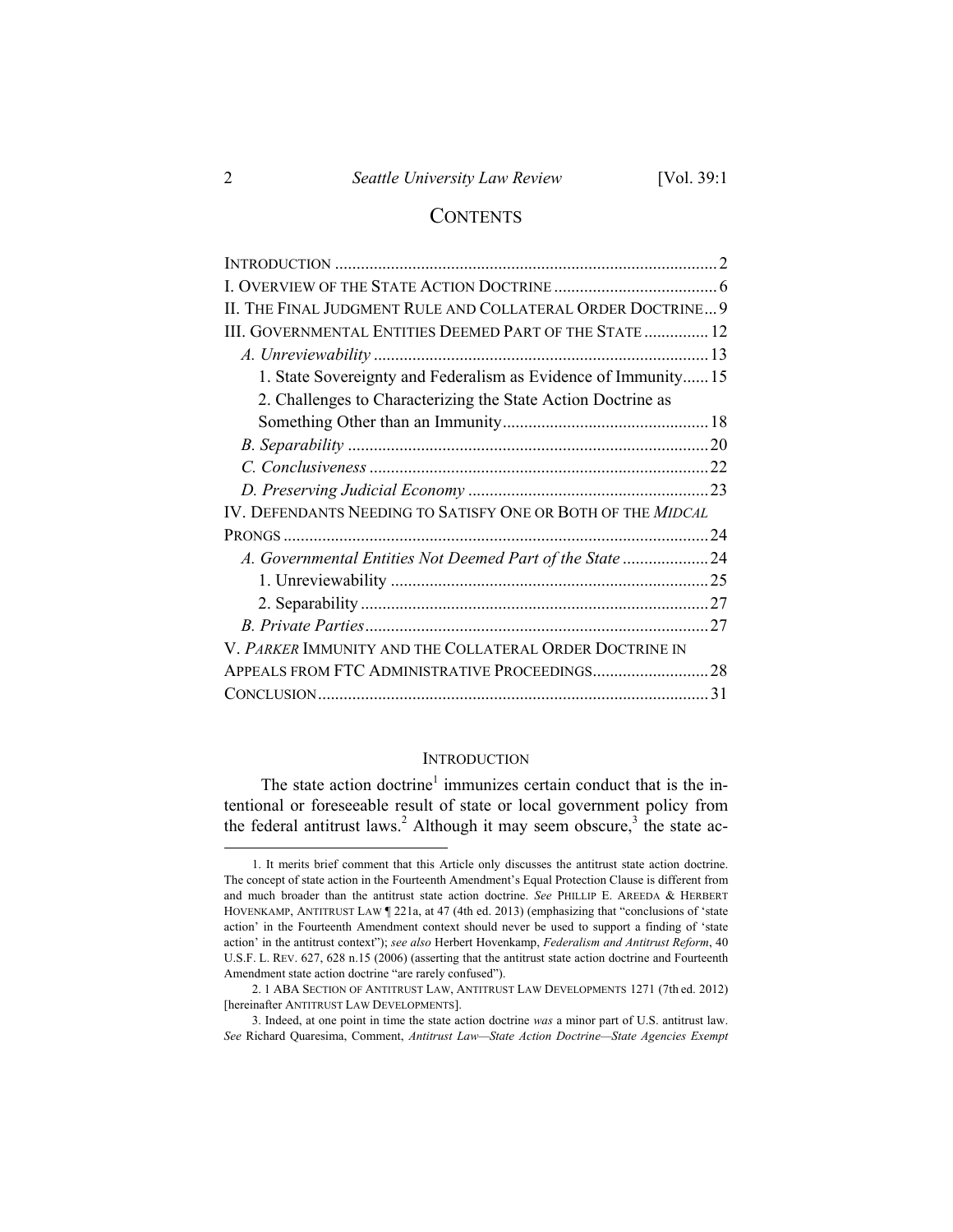## CONTENTS

INTRODUCTION ........................................................................................ 2
I. OVERVIEW OF THE STATE ACTION DOCTRINE ...................................... 6
II. THE FINAL JUDGMENT RULE AND COLLATERAL ORDER DOCTRINE... 9
III. GOVERNMENTAL ENTITIES DEEMED PART OF THE STATE ............... 12
*A. Unreviewability* ............................................................................. 13
1. State Sovereignty and Federalism as Evidence of Immunity...... 15
2. Challenges to Characterizing the State Action Doctrine as Something Other than an Immunity................................................ 18
*B. Separability* .................................................................................... 20
*C. Conclusiveness* ............................................................................... 22
*D. Preserving Judicial Economy* ........................................................ 23
IV. DEFENDANTS NEEDING TO SATISFY ONE OR BOTH OF THE *MIDCAL* PRONGS ................................................................................................... 24
*A. Governmental Entities Not Deemed Part of the State* .................... 24
1. Unreviewability .......................................................................... 25
2. Separability ................................................................................. 27
*B. Private Parties* ................................................................................ 27
V. *PARKER* IMMUNITY AND THE COLLATERAL ORDER DOCTRINE IN APPEALS FROM FTC ADMINISTRATIVE PROCEEDINGS........................... 28
CONCLUSION........................................................................................... 31

## INTRODUCTION

The state action doctrine[1] immunizes certain conduct that is the intentional or foreseeable result of state or local government policy from the federal antitrust laws.[2] Although it may seem obscure,[3] the state ac-

---

1. It merits brief comment that this Article only discusses the antitrust state action doctrine. The concept of state action in the Fourteenth Amendment's Equal Protection Clause is different from and much broader than the antitrust state action doctrine. *See* PHILLIP E. AREEDA & HERBERT HOVENKAMP, ANTITRUST LAW ¶ 221a, at 47 (4th ed. 2013) (emphasizing that "conclusions of 'state action' in the Fourteenth Amendment context should never be used to support a finding of 'state action' in the antitrust context"); *see also* Herbert Hovenkamp, *Federalism and Antitrust Reform*, 40 U.S.F. L. REV. 627, 628 n.15 (2006) (asserting that the antitrust state action doctrine and Fourteenth Amendment state action doctrine "are rarely confused").

2. 1 ABA SECTION OF ANTITRUST LAW, ANTITRUST LAW DEVELOPMENTS 1271 (7th ed. 2012) [hereinafter ANTITRUST LAW DEVELOPMENTS].

3. Indeed, at one point in time the state action doctrine *was* a minor part of U.S. antitrust law. *See* Richard Quaresima, Comment, *Antitrust Law—State Action Doctrine—State Agencies Exempt*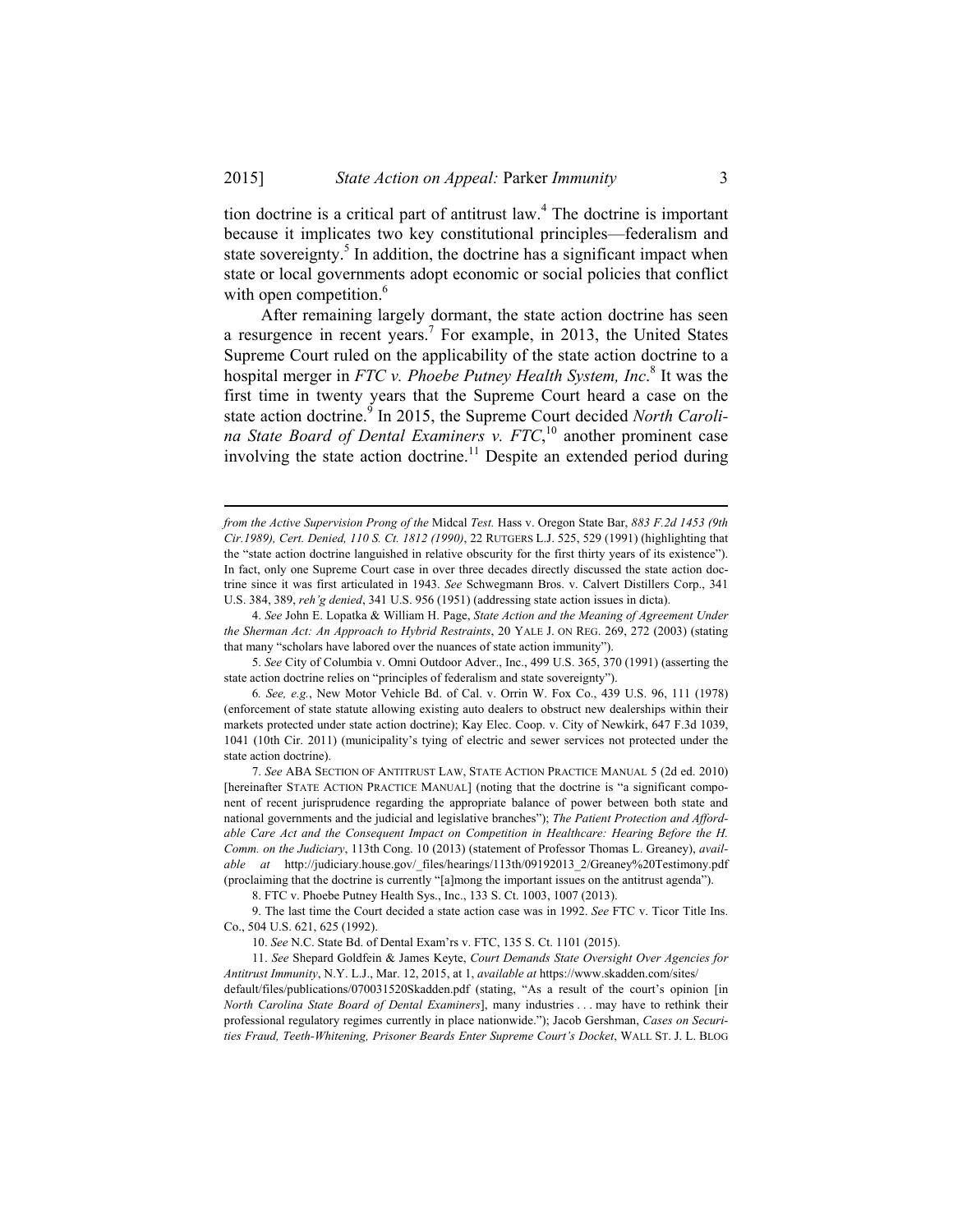tion doctrine is a critical part of antitrust law.[4] The doctrine is important because it implicates two key constitutional principles—federalism and state sovereignty.[5] In addition, the doctrine has a significant impact when state or local governments adopt economic or social policies that conflict with open competition.[6]

After remaining largely dormant, the state action doctrine has seen a resurgence in recent years.[7] For example, in 2013, the United States Supreme Court ruled on the applicability of the state action doctrine to a hospital merger in *FTC v. Phoebe Putney Health System, Inc*.[8] It was the first time in twenty years that the Supreme Court heard a case on the state action doctrine.[9] In 2015, the Supreme Court decided *North Carolina State Board of Dental Examiners v. FTC*,[10] another prominent case involving the state action doctrine.[11] Despite an extended period during

---

*from the Active Supervision Prong of the* Midcal *Test.* Hass v. Oregon State Bar, *883 F.2d 1453 (9th Cir.1989), Cert. Denied, 110 S. Ct. 1812 (1990)*, 22 RUTGERS L.J. 525, 529 (1991) (highlighting that the "state action doctrine languished in relative obscurity for the first thirty years of its existence"). In fact, only one Supreme Court case in over three decades directly discussed the state action doctrine since it was first articulated in 1943. *See* Schwegmann Bros. v. Calvert Distillers Corp., 341 U.S. 384, 389, *reh'g denied*, 341 U.S. 956 (1951) (addressing state action issues in dicta).

4. *See* John E. Lopatka & William H. Page, *State Action and the Meaning of Agreement Under the Sherman Act: An Approach to Hybrid Restraints*, 20 YALE J. ON REG. 269, 272 (2003) (stating that many "scholars have labored over the nuances of state action immunity").

5. *See* City of Columbia v. Omni Outdoor Adver., Inc., 499 U.S. 365, 370 (1991) (asserting the state action doctrine relies on "principles of federalism and state sovereignty").

6. *See, e.g.*, New Motor Vehicle Bd. of Cal. v. Orrin W. Fox Co., 439 U.S. 96, 111 (1978) (enforcement of state statute allowing existing auto dealers to obstruct new dealerships within their markets protected under state action doctrine); Kay Elec. Coop. v. City of Newkirk, 647 F.3d 1039, 1041 (10th Cir. 2011) (municipality's tying of electric and sewer services not protected under the state action doctrine).

7. *See* ABA SECTION OF ANTITRUST LAW, STATE ACTION PRACTICE MANUAL 5 (2d ed. 2010) [hereinafter STATE ACTION PRACTICE MANUAL] (noting that the doctrine is "a significant component of recent jurisprudence regarding the appropriate balance of power between both state and national governments and the judicial and legislative branches"); *The Patient Protection and Affordable Care Act and the Consequent Impact on Competition in Healthcare: Hearing Before the H. Comm. on the Judiciary*, 113th Cong. 10 (2013) (statement of Professor Thomas L. Greaney), *available at* http://judiciary.house.gov/_files/hearings/113th/09192013_2/Greaney%20Testimony.pdf (proclaiming that the doctrine is currently "[a]mong the important issues on the antitrust agenda").

8. FTC v. Phoebe Putney Health Sys., Inc., 133 S. Ct. 1003, 1007 (2013).

9. The last time the Court decided a state action case was in 1992. *See* FTC v. Ticor Title Ins. Co., 504 U.S. 621, 625 (1992).

10. *See* N.C. State Bd. of Dental Exam'rs v. FTC, 135 S. Ct. 1101 (2015).

11. *See* Shepard Goldfein & James Keyte, *Court Demands State Oversight Over Agencies for Antitrust Immunity*, N.Y. L.J., Mar. 12, 2015, at 1, *available at* https://www.skadden.com/sites/default/files/publications/070031520Skadden.pdf (stating, "As a result of the court's opinion [in *North Carolina State Board of Dental Examiners*], many industries . . . may have to rethink their professional regulatory regimes currently in place nationwide."); Jacob Gershman, *Cases on Securities Fraud, Teeth-Whitening, Prisoner Beards Enter Supreme Court's Docket*, WALL ST. J. L. BLOG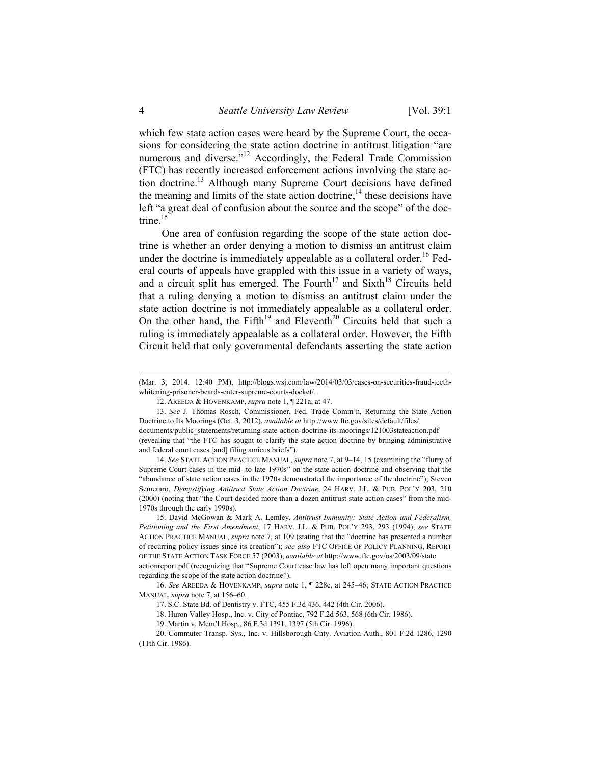which few state action cases were heard by the Supreme Court, the occasions for considering the state action doctrine in antitrust litigation "are numerous and diverse."[12] Accordingly, the Federal Trade Commission (FTC) has recently increased enforcement actions involving the state action doctrine.[13] Although many Supreme Court decisions have defined the meaning and limits of the state action doctrine,[14] these decisions have left "a great deal of confusion about the source and the scope" of the doctrine.[15]

One area of confusion regarding the scope of the state action doctrine is whether an order denying a motion to dismiss an antitrust claim under the doctrine is immediately appealable as a collateral order.[16] Federal courts of appeals have grappled with this issue in a variety of ways, and a circuit split has emerged. The Fourth[17] and Sixth[18] Circuits held that a ruling denying a motion to dismiss an antitrust claim under the state action doctrine is not immediately appealable as a collateral order. On the other hand, the Fifth[19] and Eleventh[20] Circuits held that such a ruling is immediately appealable as a collateral order. However, the Fifth Circuit held that only governmental defendants asserting the state action

---

(Mar. 3, 2014, 12:40 PM), http://blogs.wsj.com/law/2014/03/03/cases-on-securities-fraud-teeth-whitening-prisoner-beards-enter-supreme-courts-docket/.

12. AREEDA & HOVENKAMP, *supra* note 1, ¶ 221a, at 47.

13. *See* J. Thomas Rosch, Commissioner, Fed. Trade Comm'n, Returning the State Action Doctrine to Its Moorings (Oct. 3, 2012), *available at* http://www.ftc.gov/sites/default/files/documents/public_statements/returning-state-action-doctrine-its-moorings/121003stateaction.pdf (revealing that "the FTC has sought to clarify the state action doctrine by bringing administrative and federal court cases [and] filing amicus briefs").

14. *See* STATE ACTION PRACTICE MANUAL, *supra* note 7, at 9–14, 15 (examining the "flurry of Supreme Court cases in the mid- to late 1970s" on the state action doctrine and observing that the "abundance of state action cases in the 1970s demonstrated the importance of the doctrine"); Steven Semeraro, *Demystifying Antitrust State Action Doctrine*, 24 HARV. J.L. & PUB. POL'Y 203, 210 (2000) (noting that "the Court decided more than a dozen antitrust state action cases" from the mid-1970s through the early 1990s).

15. David McGowan & Mark A. Lemley, *Antitrust Immunity: State Action and Federalism, Petitioning and the First Amendment*, 17 HARV. J.L. & PUB. POL'Y 293, 293 (1994); *see* STATE ACTION PRACTICE MANUAL, *supra* note 7, at 109 (stating that the "doctrine has presented a number of recurring policy issues since its creation"); *see also* FTC OFFICE OF POLICY PLANNING, REPORT OF THE STATE ACTION TASK FORCE 57 (2003), *available at* http://www.ftc.gov/os/2003/09/stateactionreport.pdf (recognizing that "Supreme Court case law has left open many important questions regarding the scope of the state action doctrine").

16. *See* AREEDA & HOVENKAMP, *supra* note 1, ¶ 228e, at 245–46; STATE ACTION PRACTICE MANUAL, *supra* note 7, at 156–60.

17. S.C. State Bd. of Dentistry v. FTC, 455 F.3d 436, 442 (4th Cir. 2006).

18. Huron Valley Hosp., Inc. v. City of Pontiac, 792 F.2d 563, 568 (6th Cir. 1986).

19. Martin v. Mem'l Hosp., 86 F.3d 1391, 1397 (5th Cir. 1996).

20. Commuter Transp. Sys., Inc. v. Hillsborough Cnty. Aviation Auth., 801 F.2d 1286, 1290 (11th Cir. 1986).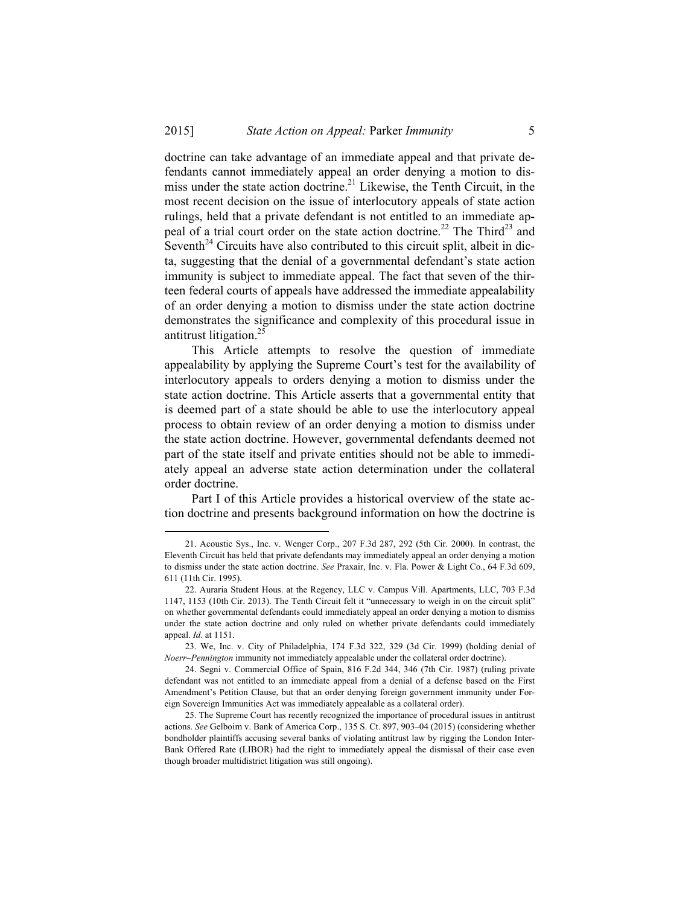doctrine can take advantage of an immediate appeal and that private defendants cannot immediately appeal an order denying a motion to dismiss under the state action doctrine.[21] Likewise, the Tenth Circuit, in the most recent decision on the issue of interlocutory appeals of state action rulings, held that a private defendant is not entitled to an immediate appeal of a trial court order on the state action doctrine.[22] The Third[23] and Seventh[24] Circuits have also contributed to this circuit split, albeit in dicta, suggesting that the denial of a governmental defendant's state action immunity is subject to immediate appeal. The fact that seven of the thirteen federal courts of appeals have addressed the immediate appealability of an order denying a motion to dismiss under the state action doctrine demonstrates the significance and complexity of this procedural issue in antitrust litigation.[25]

This Article attempts to resolve the question of immediate appealability by applying the Supreme Court's test for the availability of interlocutory appeals to orders denying a motion to dismiss under the state action doctrine. This Article asserts that a governmental entity that is deemed part of a state should be able to use the interlocutory appeal process to obtain review of an order denying a motion to dismiss under the state action doctrine. However, governmental defendants deemed not part of the state itself and private entities should not be able to immediately appeal an adverse state action determination under the collateral order doctrine.

Part I of this Article provides a historical overview of the state action doctrine and presents background information on how the doctrine is

---

21. Acoustic Sys., Inc. v. Wenger Corp., 207 F.3d 287, 292 (5th Cir. 2000). In contrast, the Eleventh Circuit has held that private defendants may immediately appeal an order denying a motion to dismiss under the state action doctrine. *See* Praxair, Inc. v. Fla. Power & Light Co., 64 F.3d 609, 611 (11th Cir. 1995).

22. Auraria Student Hous. at the Regency, LLC v. Campus Vill. Apartments, LLC, 703 F.3d 1147, 1153 (10th Cir. 2013). The Tenth Circuit felt it "unnecessary to weigh in on the circuit split" on whether governmental defendants could immediately appeal an order denying a motion to dismiss under the state action doctrine and only ruled on whether private defendants could immediately appeal. *Id.* at 1151.

23. We, Inc. v. City of Philadelphia, 174 F.3d 322, 329 (3d Cir. 1999) (holding denial of *Noerr–Pennington* immunity not immediately appealable under the collateral order doctrine).

24. Segni v. Commercial Office of Spain, 816 F.2d 344, 346 (7th Cir. 1987) (ruling private defendant was not entitled to an immediate appeal from a denial of a defense based on the First Amendment's Petition Clause, but that an order denying foreign government immunity under Foreign Sovereign Immunities Act was immediately appealable as a collateral order).

25. The Supreme Court has recently recognized the importance of procedural issues in antitrust actions. *See* Gelboim v. Bank of America Corp., 135 S. Ct. 897, 903–04 (2015) (considering whether bondholder plaintiffs accusing several banks of violating antitrust law by rigging the London Inter-Bank Offered Rate (LIBOR) had the right to immediately appeal the dismissal of their case even though broader multidistrict litigation was still ongoing).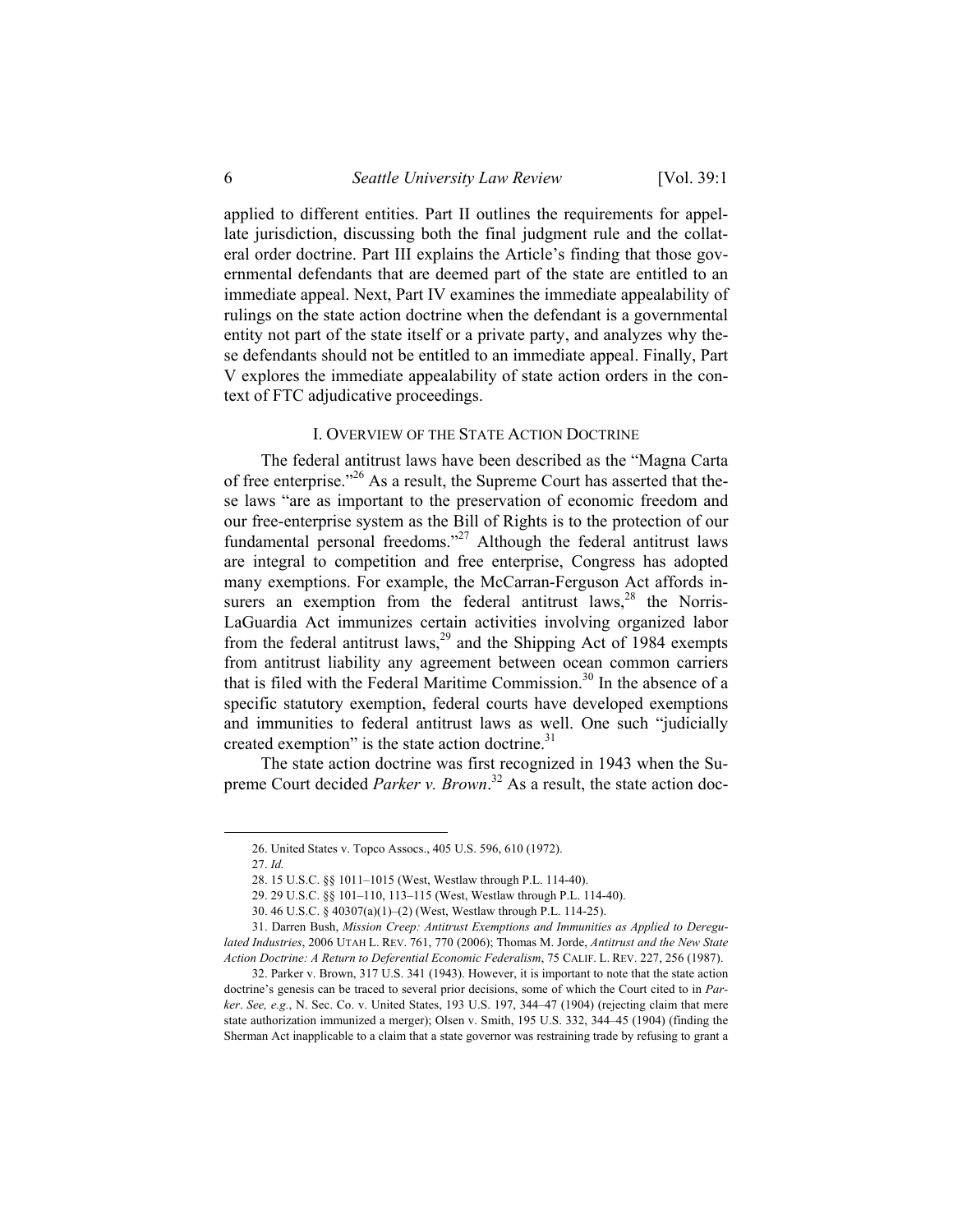applied to different entities. Part II outlines the requirements for appellate jurisdiction, discussing both the final judgment rule and the collateral order doctrine. Part III explains the Article's finding that those governmental defendants that are deemed part of the state are entitled to an immediate appeal. Next, Part IV examines the immediate appealability of rulings on the state action doctrine when the defendant is a governmental entity not part of the state itself or a private party, and analyzes why these defendants should not be entitled to an immediate appeal. Finally, Part V explores the immediate appealability of state action orders in the context of FTC adjudicative proceedings.

## I. OVERVIEW OF THE STATE ACTION DOCTRINE

The federal antitrust laws have been described as the "Magna Carta of free enterprise."[26] As a result, the Supreme Court has asserted that these laws "are as important to the preservation of economic freedom and our free-enterprise system as the Bill of Rights is to the protection of our fundamental personal freedoms."[27] Although the federal antitrust laws are integral to competition and free enterprise, Congress has adopted many exemptions. For example, the McCarran-Ferguson Act affords insurers an exemption from the federal antitrust laws,[28] the Norris-LaGuardia Act immunizes certain activities involving organized labor from the federal antitrust laws,[29] and the Shipping Act of 1984 exempts from antitrust liability any agreement between ocean common carriers that is filed with the Federal Maritime Commission.[30] In the absence of a specific statutory exemption, federal courts have developed exemptions and immunities to federal antitrust laws as well. One such "judicially created exemption" is the state action doctrine.[31]

The state action doctrine was first recognized in 1943 when the Supreme Court decided *Parker v. Brown*.[32] As a result, the state action doc-

---

26. United States v. Topco Assocs., 405 U.S. 596, 610 (1972).

27. *Id.*

28. 15 U.S.C. §§ 1011–1015 (West, Westlaw through P.L. 114-40).

29. 29 U.S.C. §§ 101–110, 113–115 (West, Westlaw through P.L. 114-40).

30. 46 U.S.C. § 40307(a)(1)–(2) (West, Westlaw through P.L. 114-25).

31. Darren Bush, *Mission Creep: Antitrust Exemptions and Immunities as Applied to Deregulated Industries*, 2006 UTAH L. REV. 761, 770 (2006); Thomas M. Jorde, *Antitrust and the New State Action Doctrine: A Return to Deferential Economic Federalism*, 75 CALIF. L. REV. 227, 256 (1987).

32. Parker v. Brown, 317 U.S. 341 (1943). However, it is important to note that the state action doctrine's genesis can be traced to several prior decisions, some of which the Court cited to in *Parker*. *See, e.g.*, N. Sec. Co. v. United States, 193 U.S. 197, 344–47 (1904) (rejecting claim that mere state authorization immunized a merger); Olsen v. Smith, 195 U.S. 332, 344–45 (1904) (finding the Sherman Act inapplicable to a claim that a state governor was restraining trade by refusing to grant a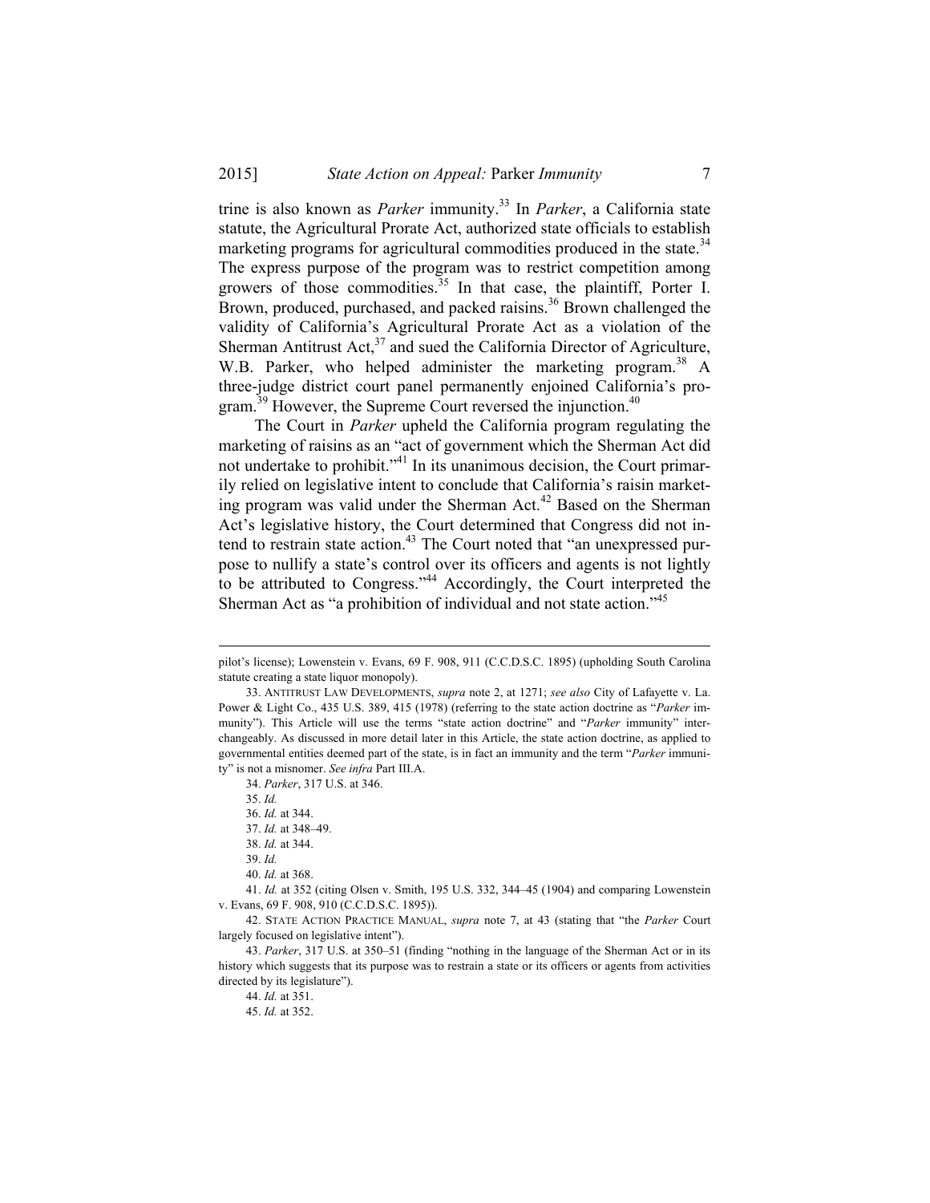trine is also known as *Parker* immunity.[33] In *Parker*, a California state statute, the Agricultural Prorate Act, authorized state officials to establish marketing programs for agricultural commodities produced in the state.[34] The express purpose of the program was to restrict competition among growers of those commodities.[35] In that case, the plaintiff, Porter I. Brown, produced, purchased, and packed raisins.[36] Brown challenged the validity of California's Agricultural Prorate Act as a violation of the Sherman Antitrust Act,[37] and sued the California Director of Agriculture, W.B. Parker, who helped administer the marketing program.[38] A three-judge district court panel permanently enjoined California's program.[39] However, the Supreme Court reversed the injunction.[40]

The Court in *Parker* upheld the California program regulating the marketing of raisins as an "act of government which the Sherman Act did not undertake to prohibit."[41] In its unanimous decision, the Court primarily relied on legislative intent to conclude that California's raisin marketing program was valid under the Sherman Act.[42] Based on the Sherman Act's legislative history, the Court determined that Congress did not intend to restrain state action.[43] The Court noted that "an unexpressed purpose to nullify a state's control over its officers and agents is not lightly to be attributed to Congress."[44] Accordingly, the Court interpreted the Sherman Act as "a prohibition of individual and not state action."[45]

---

pilot's license); Lowenstein v. Evans, 69 F. 908, 911 (C.C.D.S.C. 1895) (upholding South Carolina statute creating a state liquor monopoly).

33. ANTITRUST LAW DEVELOPMENTS, *supra* note 2, at 1271; *see also* City of Lafayette v. La. Power & Light Co., 435 U.S. 389, 415 (1978) (referring to the state action doctrine as "*Parker* immunity"). This Article will use the terms "state action doctrine" and "*Parker* immunity" interchangeably. As discussed in more detail later in this Article, the state action doctrine, as applied to governmental entities deemed part of the state, is in fact an immunity and the term "*Parker* immunity" is not a misnomer. *See infra* Part III.A.

34. *Parker*, 317 U.S. at 346.

35. *Id.*

36. *Id.* at 344.

37. *Id.* at 348–49.

38. *Id.* at 344.

39. *Id.*

40. *Id.* at 368.

41. *Id.* at 352 (citing Olsen v. Smith, 195 U.S. 332, 344–45 (1904) and comparing Lowenstein v. Evans, 69 F. 908, 910 (C.C.D.S.C. 1895)).

42. STATE ACTION PRACTICE MANUAL, *supra* note 7, at 43 (stating that "the *Parker* Court largely focused on legislative intent").

43. *Parker*, 317 U.S. at 350–51 (finding "nothing in the language of the Sherman Act or in its history which suggests that its purpose was to restrain a state or its officers or agents from activities directed by its legislature").

44. *Id.* at 351.

45. *Id.* at 352.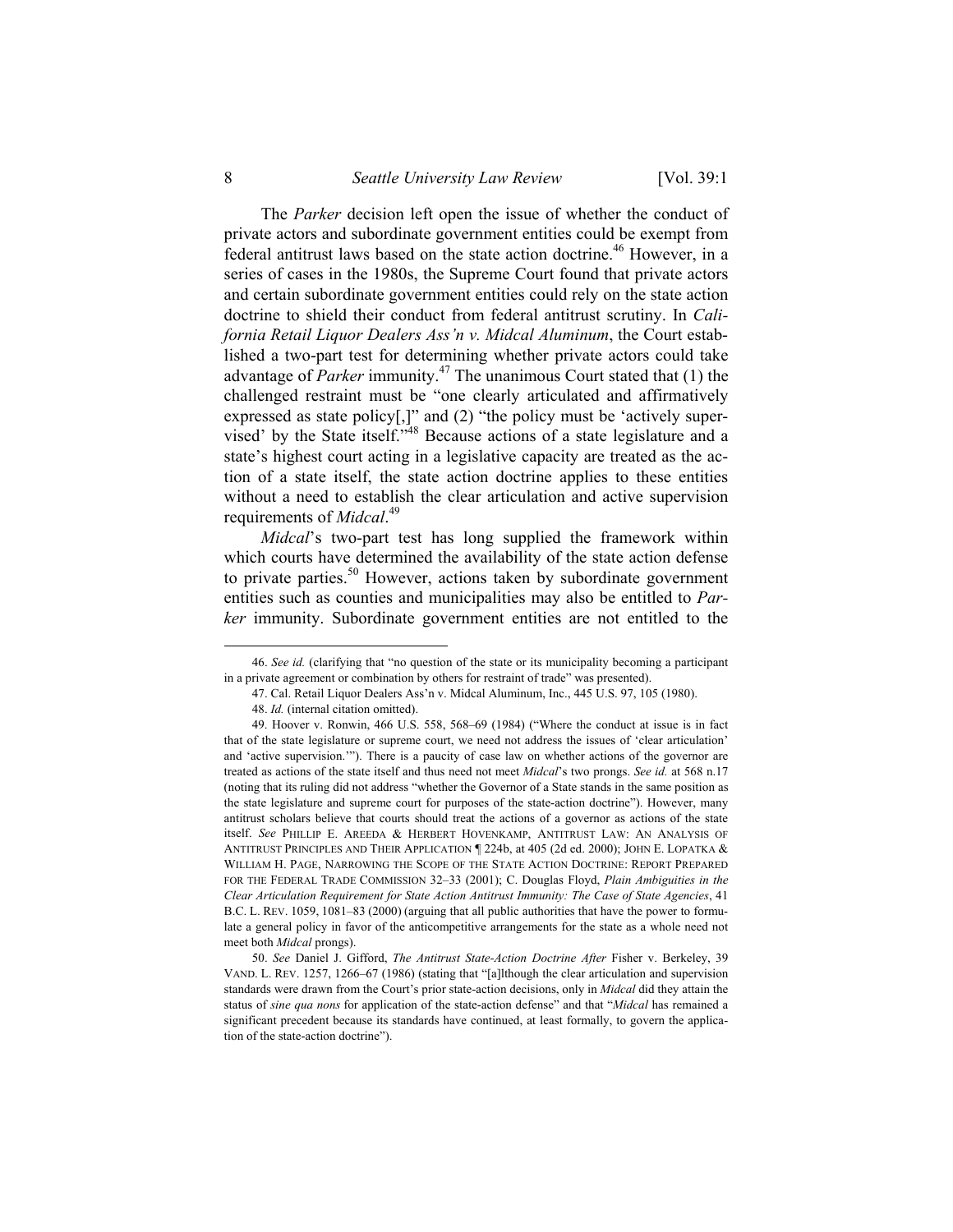The *Parker* decision left open the issue of whether the conduct of private actors and subordinate government entities could be exempt from federal antitrust laws based on the state action doctrine.[46] However, in a series of cases in the 1980s, the Supreme Court found that private actors and certain subordinate government entities could rely on the state action doctrine to shield their conduct from federal antitrust scrutiny. In *California Retail Liquor Dealers Ass'n v. Midcal Aluminum*, the Court established a two-part test for determining whether private actors could take advantage of *Parker* immunity.[47] The unanimous Court stated that (1) the challenged restraint must be "one clearly articulated and affirmatively expressed as state policy[,]" and (2) "the policy must be 'actively supervised' by the State itself."[48] Because actions of a state legislature and a state's highest court acting in a legislative capacity are treated as the action of a state itself, the state action doctrine applies to these entities without a need to establish the clear articulation and active supervision requirements of *Midcal*.[49]

*Midcal*'s two-part test has long supplied the framework within which courts have determined the availability of the state action defense to private parties.[50] However, actions taken by subordinate government entities such as counties and municipalities may also be entitled to *Parker* immunity. Subordinate government entities are not entitled to the

---

46. *See id.* (clarifying that "no question of the state or its municipality becoming a participant in a private agreement or combination by others for restraint of trade" was presented).

47. Cal. Retail Liquor Dealers Ass'n v. Midcal Aluminum, Inc., 445 U.S. 97, 105 (1980).

48. *Id.* (internal citation omitted).

49. Hoover v. Ronwin, 466 U.S. 558, 568–69 (1984) ("Where the conduct at issue is in fact that of the state legislature or supreme court, we need not address the issues of 'clear articulation' and 'active supervision.'"). There is a paucity of case law on whether actions of the governor are treated as actions of the state itself and thus need not meet *Midcal*'s two prongs. *See id.* at 568 n.17 (noting that its ruling did not address "whether the Governor of a State stands in the same position as the state legislature and supreme court for purposes of the state-action doctrine"). However, many antitrust scholars believe that courts should treat the actions of a governor as actions of the state itself. *See* PHILLIP E. AREEDA & HERBERT HOVENKAMP, ANTITRUST LAW: AN ANALYSIS OF ANTITRUST PRINCIPLES AND THEIR APPLICATION ¶ 224b, at 405 (2d ed. 2000); JOHN E. LOPATKA & WILLIAM H. PAGE, NARROWING THE SCOPE OF THE STATE ACTION DOCTRINE: REPORT PREPARED FOR THE FEDERAL TRADE COMMISSION 32–33 (2001); C. Douglas Floyd, *Plain Ambiguities in the Clear Articulation Requirement for State Action Antitrust Immunity: The Case of State Agencies*, 41 B.C. L. REV. 1059, 1081–83 (2000) (arguing that all public authorities that have the power to formulate a general policy in favor of the anticompetitive arrangements for the state as a whole need not meet both *Midcal* prongs).

50. *See* Daniel J. Gifford, *The Antitrust State-Action Doctrine After* Fisher v. Berkeley, 39 VAND. L. REV. 1257, 1266–67 (1986) (stating that "[a]lthough the clear articulation and supervision standards were drawn from the Court's prior state-action decisions, only in *Midcal* did they attain the status of *sine qua nons* for application of the state-action defense" and that "*Midcal* has remained a significant precedent because its standards have continued, at least formally, to govern the application of the state-action doctrine").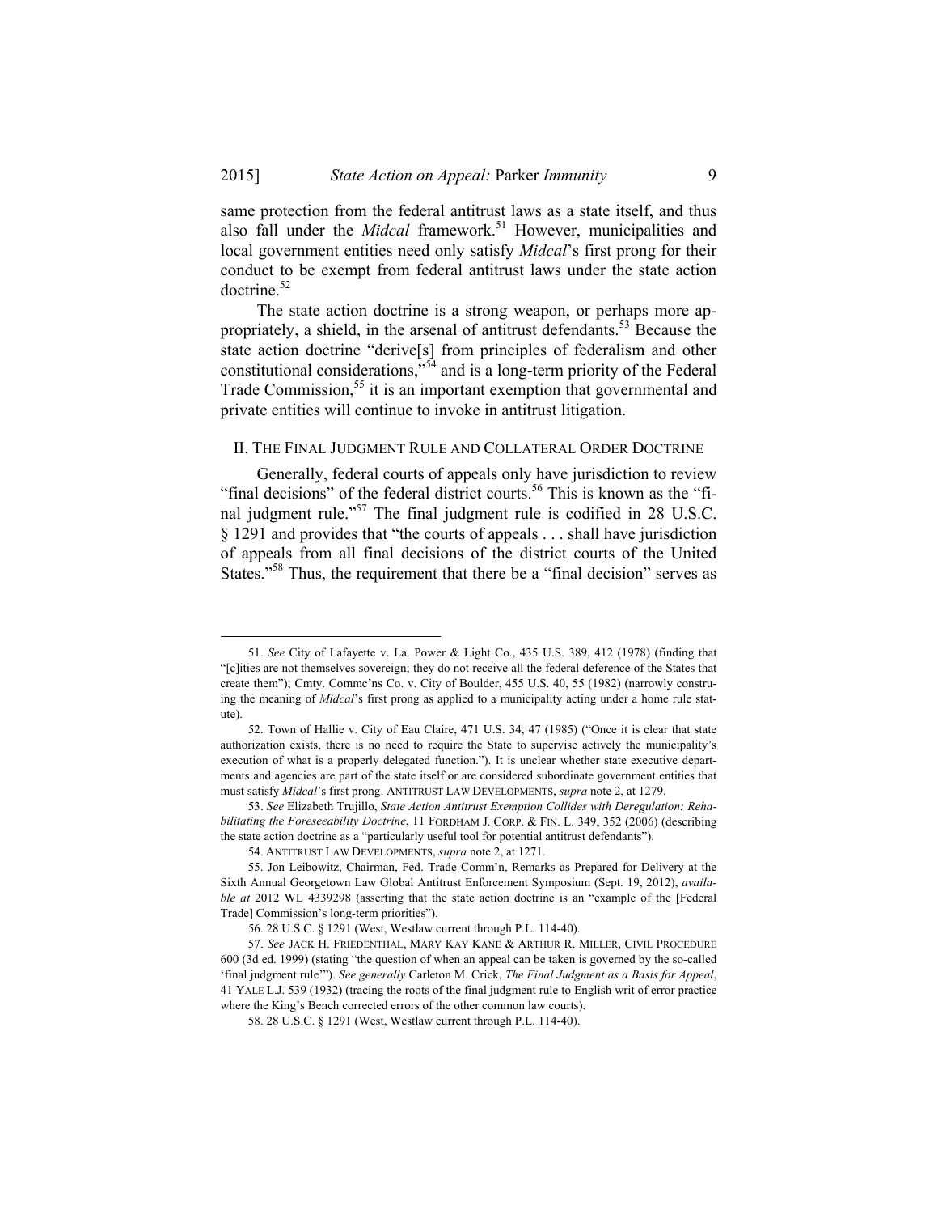same protection from the federal antitrust laws as a state itself, and thus also fall under the *Midcal* framework.[51] However, municipalities and local government entities need only satisfy *Midcal*'s first prong for their conduct to be exempt from federal antitrust laws under the state action doctrine.[52]

The state action doctrine is a strong weapon, or perhaps more appropriately, a shield, in the arsenal of antitrust defendants.[53] Because the state action doctrine "derive[s] from principles of federalism and other constitutional considerations,"[54] and is a long-term priority of the Federal Trade Commission,[55] it is an important exemption that governmental and private entities will continue to invoke in antitrust litigation.

## II. THE FINAL JUDGMENT RULE AND COLLATERAL ORDER DOCTRINE

Generally, federal courts of appeals only have jurisdiction to review "final decisions" of the federal district courts.[56] This is known as the "final judgment rule."[57] The final judgment rule is codified in 28 U.S.C. § 1291 and provides that "the courts of appeals . . . shall have jurisdiction of appeals from all final decisions of the district courts of the United States."[58] Thus, the requirement that there be a "final decision" serves as

---

51. *See* City of Lafayette v. La. Power & Light Co., 435 U.S. 389, 412 (1978) (finding that "[c]ities are not themselves sovereign; they do not receive all the federal deference of the States that create them"); Cmty. Commc'ns Co. v. City of Boulder, 455 U.S. 40, 55 (1982) (narrowly construing the meaning of *Midcal*'s first prong as applied to a municipality acting under a home rule statute).

52. Town of Hallie v. City of Eau Claire, 471 U.S. 34, 47 (1985) ("Once it is clear that state authorization exists, there is no need to require the State to supervise actively the municipality's execution of what is a properly delegated function."). It is unclear whether state executive departments and agencies are part of the state itself or are considered subordinate government entities that must satisfy *Midcal*'s first prong. ANTITRUST LAW DEVELOPMENTS, *supra* note 2, at 1279.

53. *See* Elizabeth Trujillo, *State Action Antitrust Exemption Collides with Deregulation: Rehabilitating the Foreseeability Doctrine*, 11 FORDHAM J. CORP. & FIN. L. 349, 352 (2006) (describing the state action doctrine as a "particularly useful tool for potential antitrust defendants").

54. ANTITRUST LAW DEVELOPMENTS, *supra* note 2, at 1271.

55. Jon Leibowitz, Chairman, Fed. Trade Comm'n, Remarks as Prepared for Delivery at the Sixth Annual Georgetown Law Global Antitrust Enforcement Symposium (Sept. 19, 2012), *available at* 2012 WL 4339298 (asserting that the state action doctrine is an "example of the [Federal Trade] Commission's long-term priorities").

56. 28 U.S.C. § 1291 (West, Westlaw current through P.L. 114-40).

57. *See* JACK H. FRIEDENTHAL, MARY KAY KANE & ARTHUR R. MILLER, CIVIL PROCEDURE 600 (3d ed. 1999) (stating "the question of when an appeal can be taken is governed by the so-called 'final judgment rule'"). *See generally* Carleton M. Crick, *The Final Judgment as a Basis for Appeal*, 41 YALE L.J. 539 (1932) (tracing the roots of the final judgment rule to English writ of error practice where the King's Bench corrected errors of the other common law courts).

58. 28 U.S.C. § 1291 (West, Westlaw current through P.L. 114-40).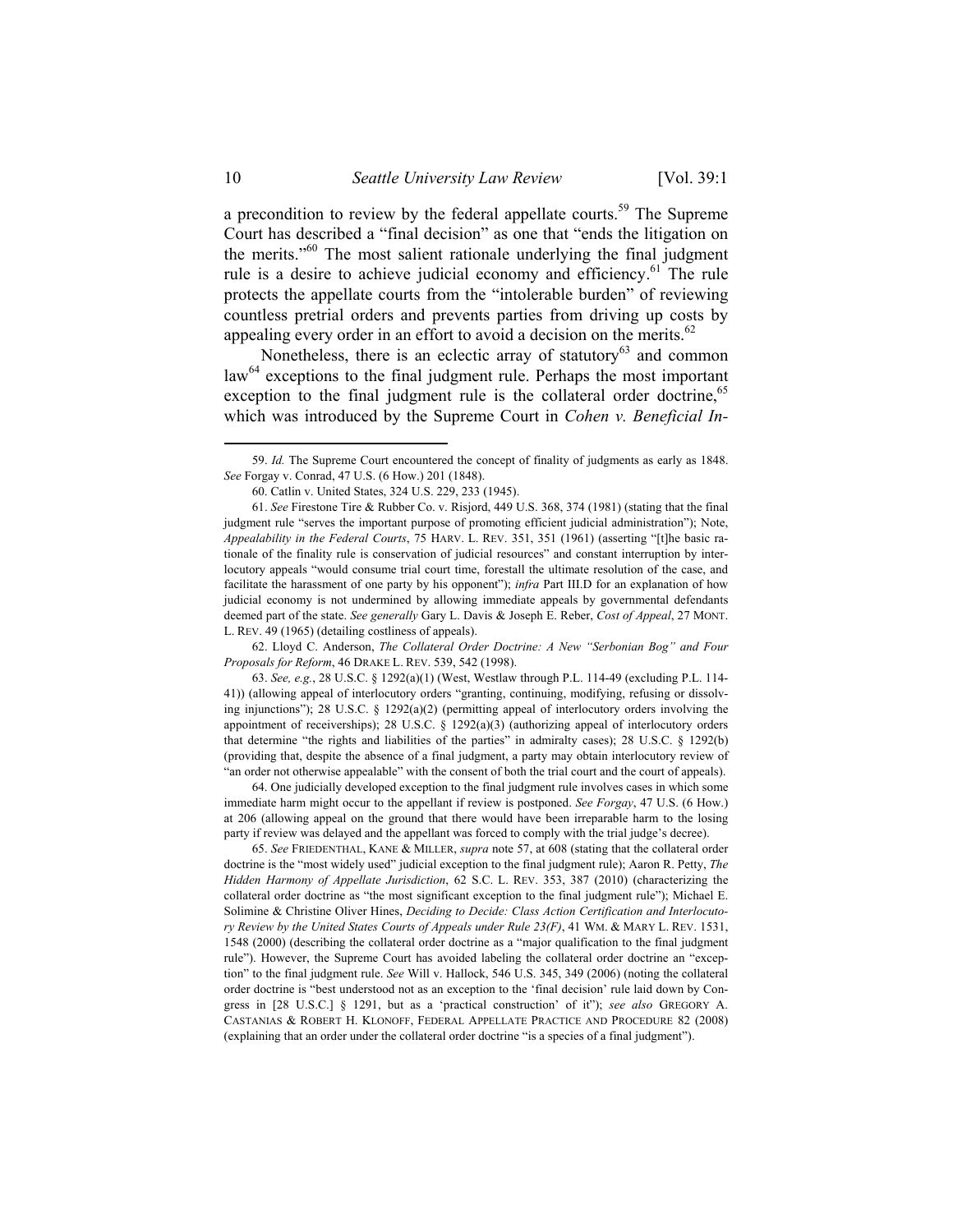a precondition to review by the federal appellate courts.[59] The Supreme Court has described a "final decision" as one that "ends the litigation on the merits."[60] The most salient rationale underlying the final judgment rule is a desire to achieve judicial economy and efficiency.[61] The rule protects the appellate courts from the "intolerable burden" of reviewing countless pretrial orders and prevents parties from driving up costs by appealing every order in an effort to avoid a decision on the merits.[62]

Nonetheless, there is an eclectic array of statutory[63] and common law[64] exceptions to the final judgment rule. Perhaps the most important exception to the final judgment rule is the collateral order doctrine,[65] which was introduced by the Supreme Court in *Cohen v. Beneficial In-*

---

59. *Id.* The Supreme Court encountered the concept of finality of judgments as early as 1848. *See* Forgay v. Conrad, 47 U.S. (6 How.) 201 (1848).

60. Catlin v. United States, 324 U.S. 229, 233 (1945).

61. *See* Firestone Tire & Rubber Co. v. Risjord, 449 U.S. 368, 374 (1981) (stating that the final judgment rule "serves the important purpose of promoting efficient judicial administration"); Note, *Appealability in the Federal Courts*, 75 HARV. L. REV. 351, 351 (1961) (asserting "[t]he basic rationale of the finality rule is conservation of judicial resources" and constant interruption by interlocutory appeals "would consume trial court time, forestall the ultimate resolution of the case, and facilitate the harassment of one party by his opponent"); *infra* Part III.D for an explanation of how judicial economy is not undermined by allowing immediate appeals by governmental defendants deemed part of the state. *See generally* Gary L. Davis & Joseph E. Reber, *Cost of Appeal*, 27 MONT. L. REV. 49 (1965) (detailing costliness of appeals).

62. Lloyd C. Anderson, *The Collateral Order Doctrine: A New "Serbonian Bog" and Four Proposals for Reform*, 46 DRAKE L. REV. 539, 542 (1998).

63. *See, e.g.*, 28 U.S.C. § 1292(a)(1) (West, Westlaw through P.L. 114-49 (excluding P.L. 114-41)) (allowing appeal of interlocutory orders "granting, continuing, modifying, refusing or dissolving injunctions"); 28 U.S.C. § 1292(a)(2) (permitting appeal of interlocutory orders involving the appointment of receiverships); 28 U.S.C. § 1292(a)(3) (authorizing appeal of interlocutory orders that determine "the rights and liabilities of the parties" in admiralty cases); 28 U.S.C. § 1292(b) (providing that, despite the absence of a final judgment, a party may obtain interlocutory review of "an order not otherwise appealable" with the consent of both the trial court and the court of appeals).

64. One judicially developed exception to the final judgment rule involves cases in which some immediate harm might occur to the appellant if review is postponed. *See Forgay*, 47 U.S. (6 How.) at 206 (allowing appeal on the ground that there would have been irreparable harm to the losing party if review was delayed and the appellant was forced to comply with the trial judge's decree).

65. *See* FRIEDENTHAL, KANE & MILLER, *supra* note 57, at 608 (stating that the collateral order doctrine is the "most widely used" judicial exception to the final judgment rule); Aaron R. Petty, *The Hidden Harmony of Appellate Jurisdiction*, 62 S.C. L. REV. 353, 387 (2010) (characterizing the collateral order doctrine as "the most significant exception to the final judgment rule"); Michael E. Solimine & Christine Oliver Hines, *Deciding to Decide: Class Action Certification and Interlocutory Review by the United States Courts of Appeals under Rule 23(F)*, 41 WM. & MARY L. REV. 1531, 1548 (2000) (describing the collateral order doctrine as a "major qualification to the final judgment rule"). However, the Supreme Court has avoided labeling the collateral order doctrine an "exception" to the final judgment rule. *See* Will v. Hallock, 546 U.S. 345, 349 (2006) (noting the collateral order doctrine is "best understood not as an exception to the 'final decision' rule laid down by Congress in [28 U.S.C.] § 1291, but as a 'practical construction' of it"); *see also* GREGORY A. CASTANIAS & ROBERT H. KLONOFF, FEDERAL APPELLATE PRACTICE AND PROCEDURE 82 (2008) (explaining that an order under the collateral order doctrine "is a species of a final judgment").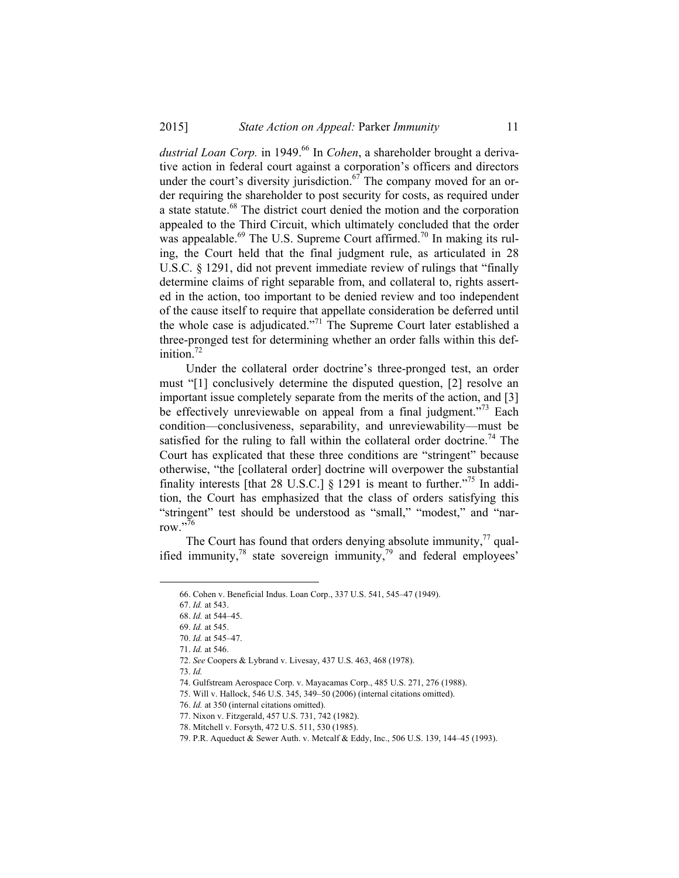*dustrial Loan Corp.* in 1949.[66] In *Cohen*, a shareholder brought a derivative action in federal court against a corporation's officers and directors under the court's diversity jurisdiction.[67] The company moved for an order requiring the shareholder to post security for costs, as required under a state statute.[68] The district court denied the motion and the corporation appealed to the Third Circuit, which ultimately concluded that the order was appealable.[69] The U.S. Supreme Court affirmed.[70] In making its ruling, the Court held that the final judgment rule, as articulated in 28 U.S.C. § 1291, did not prevent immediate review of rulings that "finally determine claims of right separable from, and collateral to, rights asserted in the action, too important to be denied review and too independent of the cause itself to require that appellate consideration be deferred until the whole case is adjudicated."[71] The Supreme Court later established a three-pronged test for determining whether an order falls within this definition.[72]

Under the collateral order doctrine's three-pronged test, an order must "[1] conclusively determine the disputed question, [2] resolve an important issue completely separate from the merits of the action, and [3] be effectively unreviewable on appeal from a final judgment."[73] Each condition—conclusiveness, separability, and unreviewability—must be satisfied for the ruling to fall within the collateral order doctrine.[74] The Court has explicated that these three conditions are "stringent" because otherwise, "the [collateral order] doctrine will overpower the substantial finality interests [that 28 U.S.C.] § 1291 is meant to further."[75] In addition, the Court has emphasized that the class of orders satisfying this "stringent" test should be understood as "small," "modest," and "narrow."[76]

The Court has found that orders denying absolute immunity,[77] qualified immunity,[78] state sovereign immunity,[79] and federal employees'

---

66. Cohen v. Beneficial Indus. Loan Corp., 337 U.S. 541, 545–47 (1949).

67. *Id.* at 543.

68. *Id.* at 544–45.

69. *Id.* at 545.

70. *Id.* at 545–47.

71. *Id.* at 546.

72. *See* Coopers & Lybrand v. Livesay, 437 U.S. 463, 468 (1978).

73. *Id.*

74. Gulfstream Aerospace Corp. v. Mayacamas Corp., 485 U.S. 271, 276 (1988).

75. Will v. Hallock, 546 U.S. 345, 349–50 (2006) (internal citations omitted).

76. *Id.* at 350 (internal citations omitted).

77. Nixon v. Fitzgerald, 457 U.S. 731, 742 (1982).

78. Mitchell v. Forsyth, 472 U.S. 511, 530 (1985).

79. P.R. Aqueduct & Sewer Auth. v. Metcalf & Eddy, Inc., 506 U.S. 139, 144–45 (1993).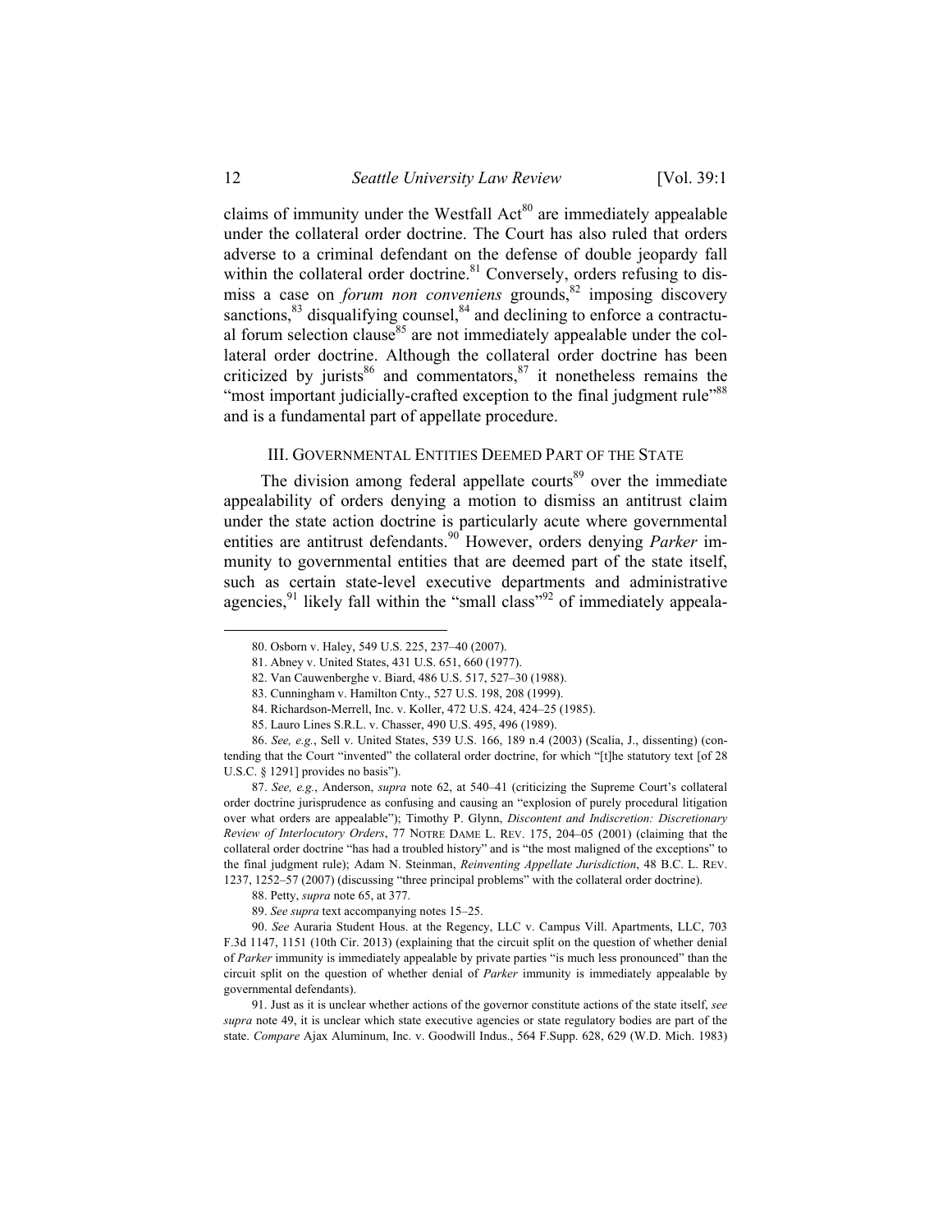claims of immunity under the Westfall Act[80] are immediately appealable under the collateral order doctrine. The Court has also ruled that orders adverse to a criminal defendant on the defense of double jeopardy fall within the collateral order doctrine.[81] Conversely, orders refusing to dismiss a case on *forum non conveniens* grounds,[82] imposing discovery sanctions,[83] disqualifying counsel,[84] and declining to enforce a contractual forum selection clause[85] are not immediately appealable under the collateral order doctrine. Although the collateral order doctrine has been criticized by jurists[86] and commentators,[87] it nonetheless remains the "most important judicially-crafted exception to the final judgment rule"[88] and is a fundamental part of appellate procedure.

## III. GOVERNMENTAL ENTITIES DEEMED PART OF THE STATE

The division among federal appellate courts[89] over the immediate appealability of orders denying a motion to dismiss an antitrust claim under the state action doctrine is particularly acute where governmental entities are antitrust defendants.[90] However, orders denying *Parker* immunity to governmental entities that are deemed part of the state itself, such as certain state-level executive departments and administrative agencies,[91] likely fall within the "small class"[92] of immediately appeala-

---

80. Osborn v. Haley, 549 U.S. 225, 237–40 (2007).

81. Abney v. United States, 431 U.S. 651, 660 (1977).

82. Van Cauwenberghe v. Biard, 486 U.S. 517, 527–30 (1988).

83. Cunningham v. Hamilton Cnty., 527 U.S. 198, 208 (1999).

84. Richardson-Merrell, Inc. v. Koller, 472 U.S. 424, 424–25 (1985).

85. Lauro Lines S.R.L. v. Chasser, 490 U.S. 495, 496 (1989).

86. *See, e.g.*, Sell v. United States, 539 U.S. 166, 189 n.4 (2003) (Scalia, J., dissenting) (contending that the Court "invented" the collateral order doctrine, for which "[t]he statutory text [of 28 U.S.C. § 1291] provides no basis").

87. *See, e.g.*, Anderson, *supra* note 62, at 540–41 (criticizing the Supreme Court's collateral order doctrine jurisprudence as confusing and causing an "explosion of purely procedural litigation over what orders are appealable"); Timothy P. Glynn, *Discontent and Indiscretion: Discretionary Review of Interlocutory Orders*, 77 NOTRE DAME L. REV. 175, 204–05 (2001) (claiming that the collateral order doctrine "has had a troubled history" and is "the most maligned of the exceptions" to the final judgment rule); Adam N. Steinman, *Reinventing Appellate Jurisdiction*, 48 B.C. L. REV. 1237, 1252–57 (2007) (discussing "three principal problems" with the collateral order doctrine).

88. Petty, *supra* note 65, at 377.

89. *See supra* text accompanying notes 15–25.

90. *See* Auraria Student Hous. at the Regency, LLC v. Campus Vill. Apartments, LLC, 703 F.3d 1147, 1151 (10th Cir. 2013) (explaining that the circuit split on the question of whether denial of *Parker* immunity is immediately appealable by private parties "is much less pronounced" than the circuit split on the question of whether denial of *Parker* immunity is immediately appealable by governmental defendants).

91. Just as it is unclear whether actions of the governor constitute actions of the state itself, *see supra* note 49, it is unclear which state executive agencies or state regulatory bodies are part of the state. *Compare* Ajax Aluminum, Inc. v. Goodwill Indus., 564 F.Supp. 628, 629 (W.D. Mich. 1983)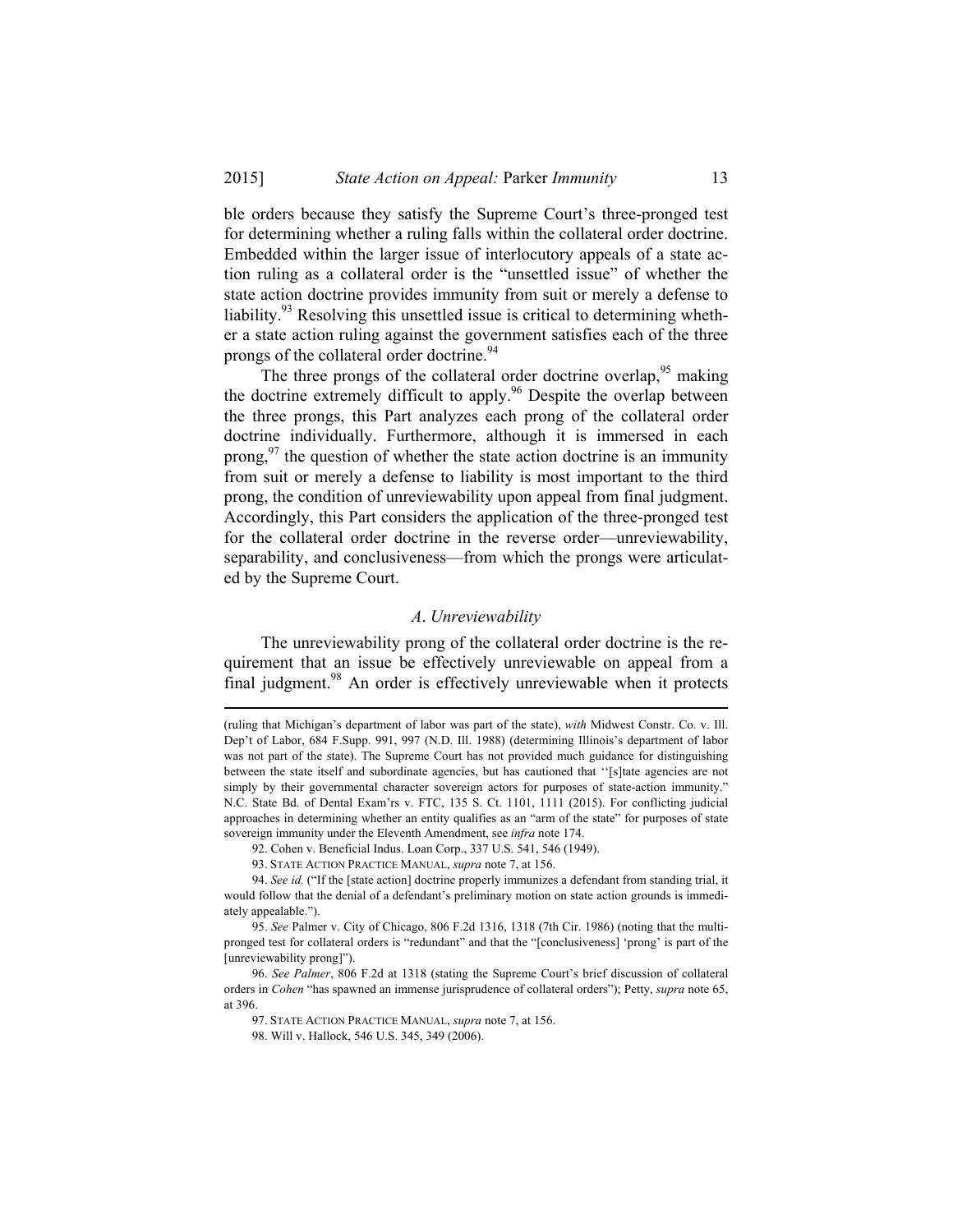ble orders because they satisfy the Supreme Court's three-pronged test for determining whether a ruling falls within the collateral order doctrine. Embedded within the larger issue of interlocutory appeals of a state action ruling as a collateral order is the "unsettled issue" of whether the state action doctrine provides immunity from suit or merely a defense to liability.[93] Resolving this unsettled issue is critical to determining whether a state action ruling against the government satisfies each of the three prongs of the collateral order doctrine.[94]

The three prongs of the collateral order doctrine overlap,[95] making the doctrine extremely difficult to apply.[96] Despite the overlap between the three prongs, this Part analyzes each prong of the collateral order doctrine individually. Furthermore, although it is immersed in each prong,[97] the question of whether the state action doctrine is an immunity from suit or merely a defense to liability is most important to the third prong, the condition of unreviewability upon appeal from final judgment. Accordingly, this Part considers the application of the three-pronged test for the collateral order doctrine in the reverse order—unreviewability, separability, and conclusiveness—from which the prongs were articulated by the Supreme Court.

### *A. Unreviewability*

The unreviewability prong of the collateral order doctrine is the requirement that an issue be effectively unreviewable on appeal from a final judgment.[98] An order is effectively unreviewable when it protects

---

(ruling that Michigan's department of labor was part of the state), *with* Midwest Constr. Co. v. Ill. Dep't of Labor, 684 F.Supp. 991, 997 (N.D. Ill. 1988) (determining Illinois's department of labor was not part of the state). The Supreme Court has not provided much guidance for distinguishing between the state itself and subordinate agencies, but has cautioned that ''[s]tate agencies are not simply by their governmental character sovereign actors for purposes of state-action immunity." N.C. State Bd. of Dental Exam'rs v. FTC, 135 S. Ct. 1101, 1111 (2015). For conflicting judicial approaches in determining whether an entity qualifies as an "arm of the state" for purposes of state sovereign immunity under the Eleventh Amendment, see *infra* note 174.

92. Cohen v. Beneficial Indus. Loan Corp., 337 U.S. 541, 546 (1949).

93. STATE ACTION PRACTICE MANUAL, *supra* note 7, at 156.

94. *See id.* ("If the [state action] doctrine properly immunizes a defendant from standing trial, it would follow that the denial of a defendant's preliminary motion on state action grounds is immediately appealable.").

95. *See* Palmer v. City of Chicago, 806 F.2d 1316, 1318 (7th Cir. 1986) (noting that the multi-pronged test for collateral orders is "redundant" and that the "[conclusiveness] 'prong' is part of the [unreviewability prong]").

96. *See Palmer*, 806 F.2d at 1318 (stating the Supreme Court's brief discussion of collateral orders in *Cohen* "has spawned an immense jurisprudence of collateral orders"); Petty, *supra* note 65, at 396.

97. STATE ACTION PRACTICE MANUAL, *supra* note 7, at 156.

98. Will v. Hallock, 546 U.S. 345, 349 (2006).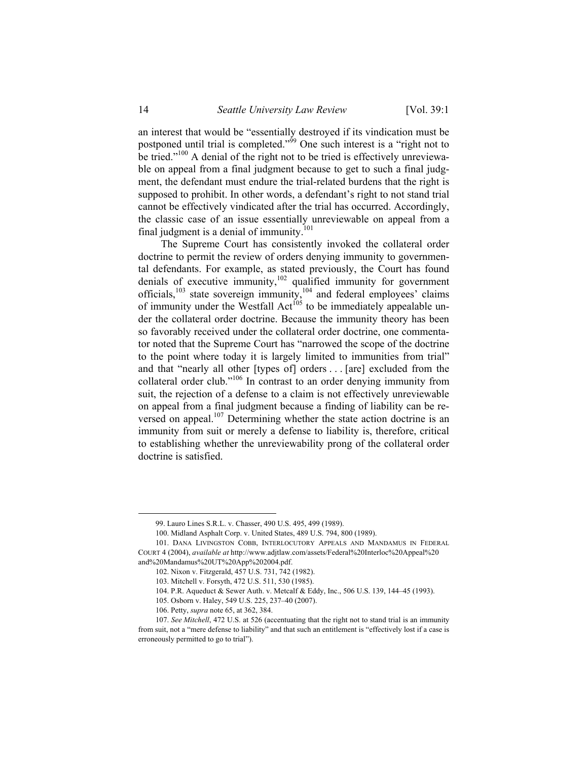an interest that would be "essentially destroyed if its vindication must be postponed until trial is completed."[99] One such interest is a "right not to be tried."[100] A denial of the right not to be tried is effectively unreviewable on appeal from a final judgment because to get to such a final judgment, the defendant must endure the trial-related burdens that the right is supposed to prohibit. In other words, a defendant's right to not stand trial cannot be effectively vindicated after the trial has occurred. Accordingly, the classic case of an issue essentially unreviewable on appeal from a final judgment is a denial of immunity.[101]

The Supreme Court has consistently invoked the collateral order doctrine to permit the review of orders denying immunity to governmental defendants. For example, as stated previously, the Court has found denials of executive immunity,[102] qualified immunity for government officials,[103] state sovereign immunity,[104] and federal employees' claims of immunity under the Westfall Act[105] to be immediately appealable under the collateral order doctrine. Because the immunity theory has been so favorably received under the collateral order doctrine, one commentator noted that the Supreme Court has "narrowed the scope of the doctrine to the point where today it is largely limited to immunities from trial" and that "nearly all other [types of] orders . . . [are] excluded from the collateral order club."[106] In contrast to an order denying immunity from suit, the rejection of a defense to a claim is not effectively unreviewable on appeal from a final judgment because a finding of liability can be reversed on appeal.[107] Determining whether the state action doctrine is an immunity from suit or merely a defense to liability is, therefore, critical to establishing whether the unreviewability prong of the collateral order doctrine is satisfied.

---

99. Lauro Lines S.R.L. v. Chasser, 490 U.S. 495, 499 (1989).

100. Midland Asphalt Corp. v. United States, 489 U.S. 794, 800 (1989).

101. DANA LIVINGSTON COBB, INTERLOCUTORY APPEALS AND MANDAMUS IN FEDERAL COURT 4 (2004), *available at* http://www.adjtlaw.com/assets/Federal%20Interloc%20Appeal%20and%20Mandamus%20UT%20App%202004.pdf.

102. Nixon v. Fitzgerald, 457 U.S. 731, 742 (1982).

103. Mitchell v. Forsyth, 472 U.S. 511, 530 (1985).

104. P.R. Aqueduct & Sewer Auth. v. Metcalf & Eddy, Inc., 506 U.S. 139, 144–45 (1993).

105. Osborn v. Haley, 549 U.S. 225, 237–40 (2007).

106. Petty, *supra* note 65, at 362, 384.

107. *See Mitchell*, 472 U.S. at 526 (accentuating that the right not to stand trial is an immunity from suit, not a "mere defense to liability" and that such an entitlement is "effectively lost if a case is erroneously permitted to go to trial").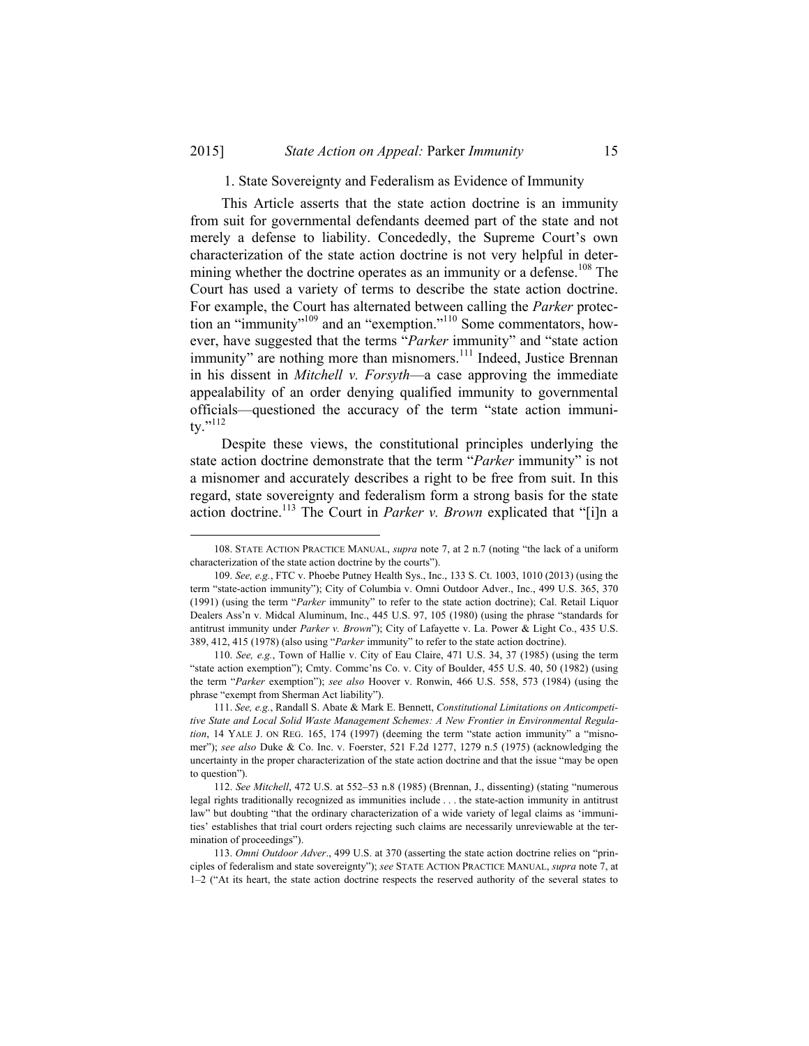### 1. State Sovereignty and Federalism as Evidence of Immunity

This Article asserts that the state action doctrine is an immunity from suit for governmental defendants deemed part of the state and not merely a defense to liability. Concededly, the Supreme Court's own characterization of the state action doctrine is not very helpful in determining whether the doctrine operates as an immunity or a defense.[108] The Court has used a variety of terms to describe the state action doctrine. For example, the Court has alternated between calling the *Parker* protection an "immunity"[109] and an "exemption."[110] Some commentators, however, have suggested that the terms "*Parker* immunity" and "state action immunity" are nothing more than misnomers.[111] Indeed, Justice Brennan in his dissent in *Mitchell v. Forsyth*—a case approving the immediate appealability of an order denying qualified immunity to governmental officials—questioned the accuracy of the term "state action immunity."[112]

Despite these views, the constitutional principles underlying the state action doctrine demonstrate that the term "*Parker* immunity" is not a misnomer and accurately describes a right to be free from suit. In this regard, state sovereignty and federalism form a strong basis for the state action doctrine.[113] The Court in *Parker v. Brown* explicated that "[i]n a

---

108. STATE ACTION PRACTICE MANUAL, *supra* note 7, at 2 n.7 (noting "the lack of a uniform characterization of the state action doctrine by the courts").

109. *See, e.g.*, FTC v. Phoebe Putney Health Sys., Inc., 133 S. Ct. 1003, 1010 (2013) (using the term "state-action immunity"); City of Columbia v. Omni Outdoor Adver., Inc., 499 U.S. 365, 370 (1991) (using the term "*Parker* immunity" to refer to the state action doctrine); Cal. Retail Liquor Dealers Ass'n v. Midcal Aluminum, Inc., 445 U.S. 97, 105 (1980) (using the phrase "standards for antitrust immunity under *Parker v. Brown*"); City of Lafayette v. La. Power & Light Co., 435 U.S. 389, 412, 415 (1978) (also using "*Parker* immunity" to refer to the state action doctrine).

110. *See, e.g.*, Town of Hallie v. City of Eau Claire, 471 U.S. 34, 37 (1985) (using the term "state action exemption"); Cmty. Commc'ns Co. v. City of Boulder, 455 U.S. 40, 50 (1982) (using the term "*Parker* exemption"); *see also* Hoover v. Ronwin, 466 U.S. 558, 573 (1984) (using the phrase "exempt from Sherman Act liability").

111. *See, e.g.*, Randall S. Abate & Mark E. Bennett, *Constitutional Limitations on Anticompetitive State and Local Solid Waste Management Schemes: A New Frontier in Environmental Regulation*, 14 YALE J. ON REG. 165, 174 (1997) (deeming the term "state action immunity" a "misnomer"); *see also* Duke & Co. Inc. v. Foerster, 521 F.2d 1277, 1279 n.5 (1975) (acknowledging the uncertainty in the proper characterization of the state action doctrine and that the issue "may be open to question").

112. *See Mitchell*, 472 U.S. at 552–53 n.8 (1985) (Brennan, J., dissenting) (stating "numerous legal rights traditionally recognized as immunities include . . . the state-action immunity in antitrust law" but doubting "that the ordinary characterization of a wide variety of legal claims as 'immunities' establishes that trial court orders rejecting such claims are necessarily unreviewable at the termination of proceedings").

113. *Omni Outdoor Adver*., 499 U.S. at 370 (asserting the state action doctrine relies on "principles of federalism and state sovereignty"); *see* STATE ACTION PRACTICE MANUAL, *supra* note 7, at 1–2 ("At its heart, the state action doctrine respects the reserved authority of the several states to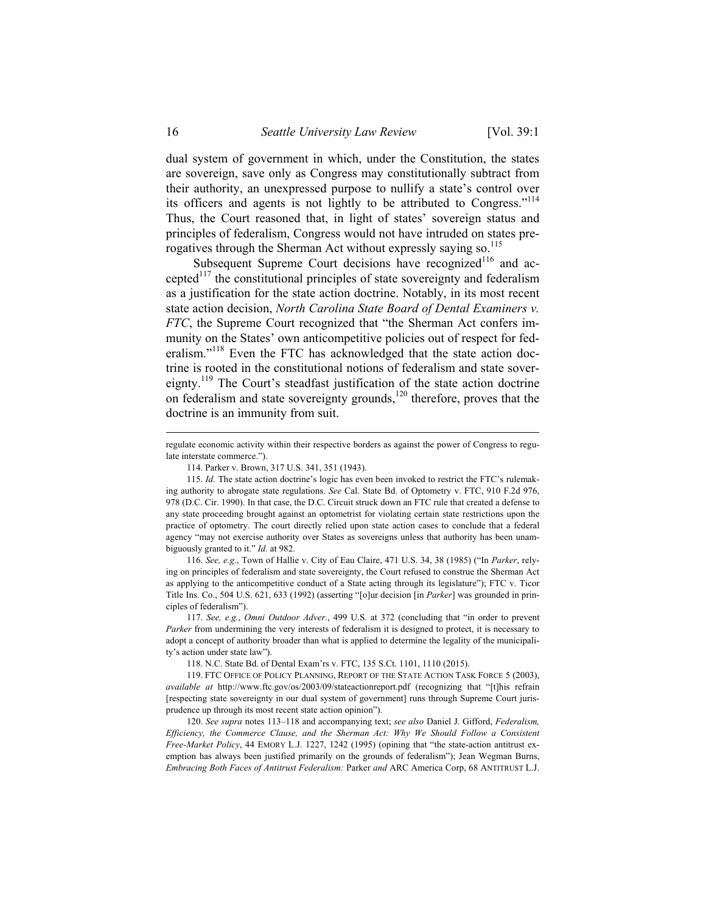dual system of government in which, under the Constitution, the states are sovereign, save only as Congress may constitutionally subtract from their authority, an unexpressed purpose to nullify a state's control over its officers and agents is not lightly to be attributed to Congress."[114] Thus, the Court reasoned that, in light of states' sovereign status and principles of federalism, Congress would not have intruded on states prerogatives through the Sherman Act without expressly saying so.[115]

Subsequent Supreme Court decisions have recognized[116] and accepted[117] the constitutional principles of state sovereignty and federalism as a justification for the state action doctrine. Notably, in its most recent state action decision, *North Carolina State Board of Dental Examiners v. FTC*, the Supreme Court recognized that "the Sherman Act confers immunity on the States' own anticompetitive policies out of respect for federalism."[118] Even the FTC has acknowledged that the state action doctrine is rooted in the constitutional notions of federalism and state sovereignty.[119] The Court's steadfast justification of the state action doctrine on federalism and state sovereignty grounds,[120] therefore, proves that the doctrine is an immunity from suit.

---

regulate economic activity within their respective borders as against the power of Congress to regulate interstate commerce.").

114. Parker v. Brown, 317 U.S. 341, 351 (1943).

115. *Id.* The state action doctrine's logic has even been invoked to restrict the FTC's rulemaking authority to abrogate state regulations. *See* Cal. State Bd. of Optometry v. FTC, 910 F.2d 976, 978 (D.C. Cir. 1990). In that case, the D.C. Circuit struck down an FTC rule that created a defense to any state proceeding brought against an optometrist for violating certain state restrictions upon the practice of optometry. The court directly relied upon state action cases to conclude that a federal agency "may not exercise authority over States as sovereigns unless that authority has been unambiguously granted to it." *Id.* at 982.

116. *See, e.g.*, Town of Hallie v. City of Eau Claire, 471 U.S. 34, 38 (1985) ("In *Parker*, relying on principles of federalism and state sovereignty, the Court refused to construe the Sherman Act as applying to the anticompetitive conduct of a State acting through its legislature"); FTC v. Ticor Title Ins. Co., 504 U.S. 621, 633 (1992) (asserting "[o]ur decision [in *Parker*] was grounded in principles of federalism").

117. *See, e.g.*, *Omni Outdoor Adver.*, 499 U.S. at 372 (concluding that "in order to prevent *Parker* from undermining the very interests of federalism it is designed to protect, it is necessary to adopt a concept of authority broader than what is applied to determine the legality of the municipality's action under state law").

118. N.C. State Bd. of Dental Exam'rs v. FTC, 135 S.Ct. 1101, 1110 (2015).

119. FTC OFFICE OF POLICY PLANNING, REPORT OF THE STATE ACTION TASK FORCE 5 (2003), *available at* http://www.ftc.gov/os/2003/09/stateactionreport.pdf (recognizing that "[t]his refrain [respecting state sovereignty in our dual system of government] runs through Supreme Court jurisprudence up through its most recent state action opinion").

120. *See supra* notes 113–118 and accompanying text; *see also* Daniel J. Gifford, *Federalism, Efficiency, the Commerce Clause, and the Sherman Act: Why We Should Follow a Consistent Free-Market Policy*, 44 EMORY L.J. 1227, 1242 (1995) (opining that "the state-action antitrust exemption has always been justified primarily on the grounds of federalism"); Jean Wegman Burns, *Embracing Both Faces of Antitrust Federalism:* Parker *and* ARC America Corp, 68 ANTITRUST L.J.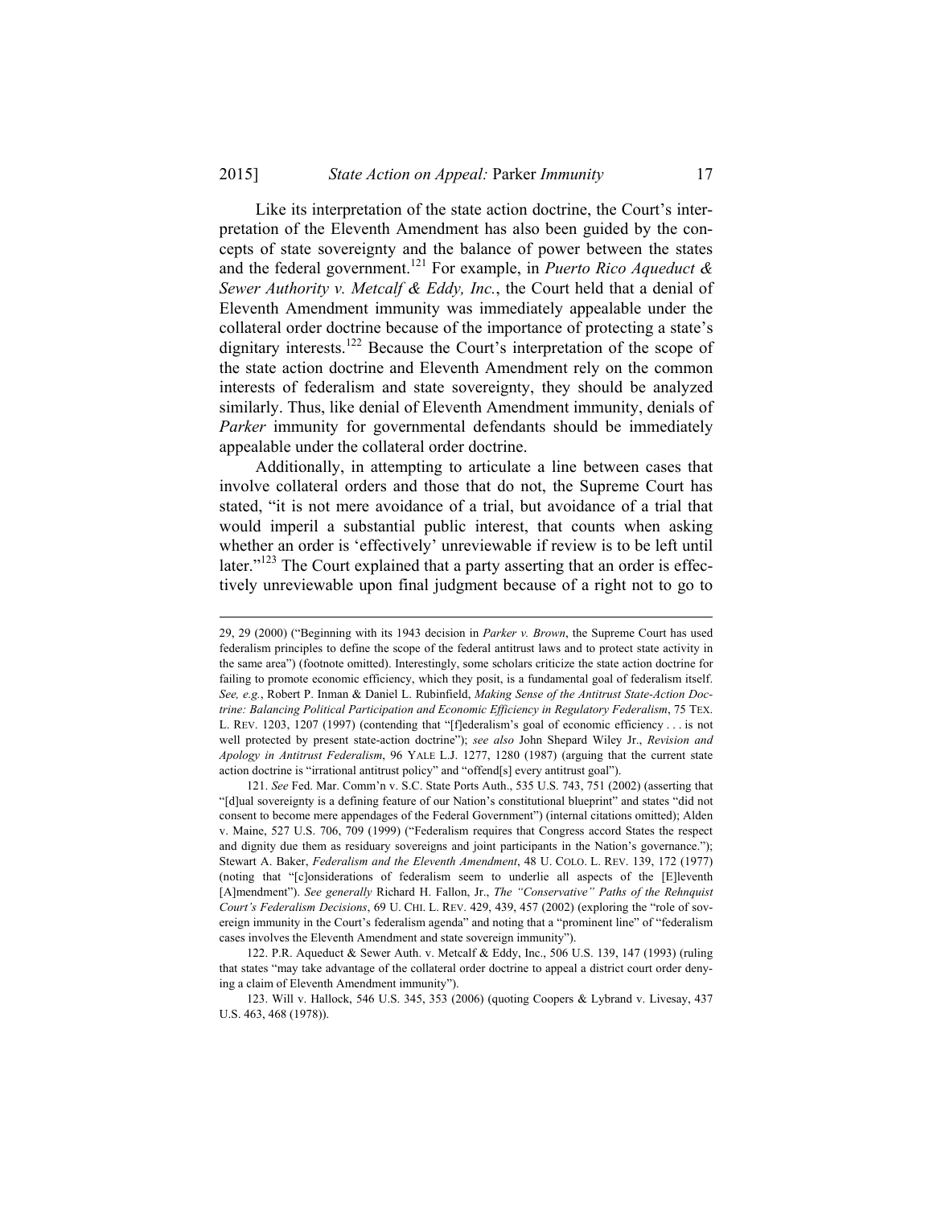Like its interpretation of the state action doctrine, the Court's interpretation of the Eleventh Amendment has also been guided by the concepts of state sovereignty and the balance of power between the states and the federal government.[121] For example, in *Puerto Rico Aqueduct & Sewer Authority v. Metcalf & Eddy, Inc.*, the Court held that a denial of Eleventh Amendment immunity was immediately appealable under the collateral order doctrine because of the importance of protecting a state's dignitary interests.[122] Because the Court's interpretation of the scope of the state action doctrine and Eleventh Amendment rely on the common interests of federalism and state sovereignty, they should be analyzed similarly. Thus, like denial of Eleventh Amendment immunity, denials of *Parker* immunity for governmental defendants should be immediately appealable under the collateral order doctrine.

Additionally, in attempting to articulate a line between cases that involve collateral orders and those that do not, the Supreme Court has stated, "it is not mere avoidance of a trial, but avoidance of a trial that would imperil a substantial public interest, that counts when asking whether an order is 'effectively' unreviewable if review is to be left until later."[123] The Court explained that a party asserting that an order is effectively unreviewable upon final judgment because of a right not to go to

---

29, 29 (2000) ("Beginning with its 1943 decision in *Parker v. Brown*, the Supreme Court has used federalism principles to define the scope of the federal antitrust laws and to protect state activity in the same area") (footnote omitted). Interestingly, some scholars criticize the state action doctrine for failing to promote economic efficiency, which they posit, is a fundamental goal of federalism itself. *See, e.g.*, Robert P. Inman & Daniel L. Rubinfield, *Making Sense of the Antitrust State-Action Doctrine: Balancing Political Participation and Economic Efficiency in Regulatory Federalism*, 75 TEX. L. REV. 1203, 1207 (1997) (contending that "[f]ederalism's goal of economic efficiency . . . is not well protected by present state-action doctrine"); *see also* John Shepard Wiley Jr., *Revision and Apology in Antitrust Federalism*, 96 YALE L.J. 1277, 1280 (1987) (arguing that the current state action doctrine is "irrational antitrust policy" and "offend[s] every antitrust goal").

121. *See* Fed. Mar. Comm'n v. S.C. State Ports Auth., 535 U.S. 743, 751 (2002) (asserting that "[d]ual sovereignty is a defining feature of our Nation's constitutional blueprint" and states "did not consent to become mere appendages of the Federal Government") (internal citations omitted); Alden v. Maine, 527 U.S. 706, 709 (1999) ("Federalism requires that Congress accord States the respect and dignity due them as residuary sovereigns and joint participants in the Nation's governance."); Stewart A. Baker, *Federalism and the Eleventh Amendment*, 48 U. COLO. L. REV. 139, 172 (1977) (noting that "[c]onsiderations of federalism seem to underlie all aspects of the [E]leventh [A]mendment"). *See generally* Richard H. Fallon, Jr., *The "Conservative" Paths of the Rehnquist Court's Federalism Decisions*, 69 U. CHI. L. REV. 429, 439, 457 (2002) (exploring the "role of sovereign immunity in the Court's federalism agenda" and noting that a "prominent line" of "federalism cases involves the Eleventh Amendment and state sovereign immunity").

122. P.R. Aqueduct & Sewer Auth. v. Metcalf & Eddy, Inc., 506 U.S. 139, 147 (1993) (ruling that states "may take advantage of the collateral order doctrine to appeal a district court order denying a claim of Eleventh Amendment immunity").

123. Will v. Hallock, 546 U.S. 345, 353 (2006) (quoting Coopers & Lybrand v. Livesay, 437 U.S. 463, 468 (1978)).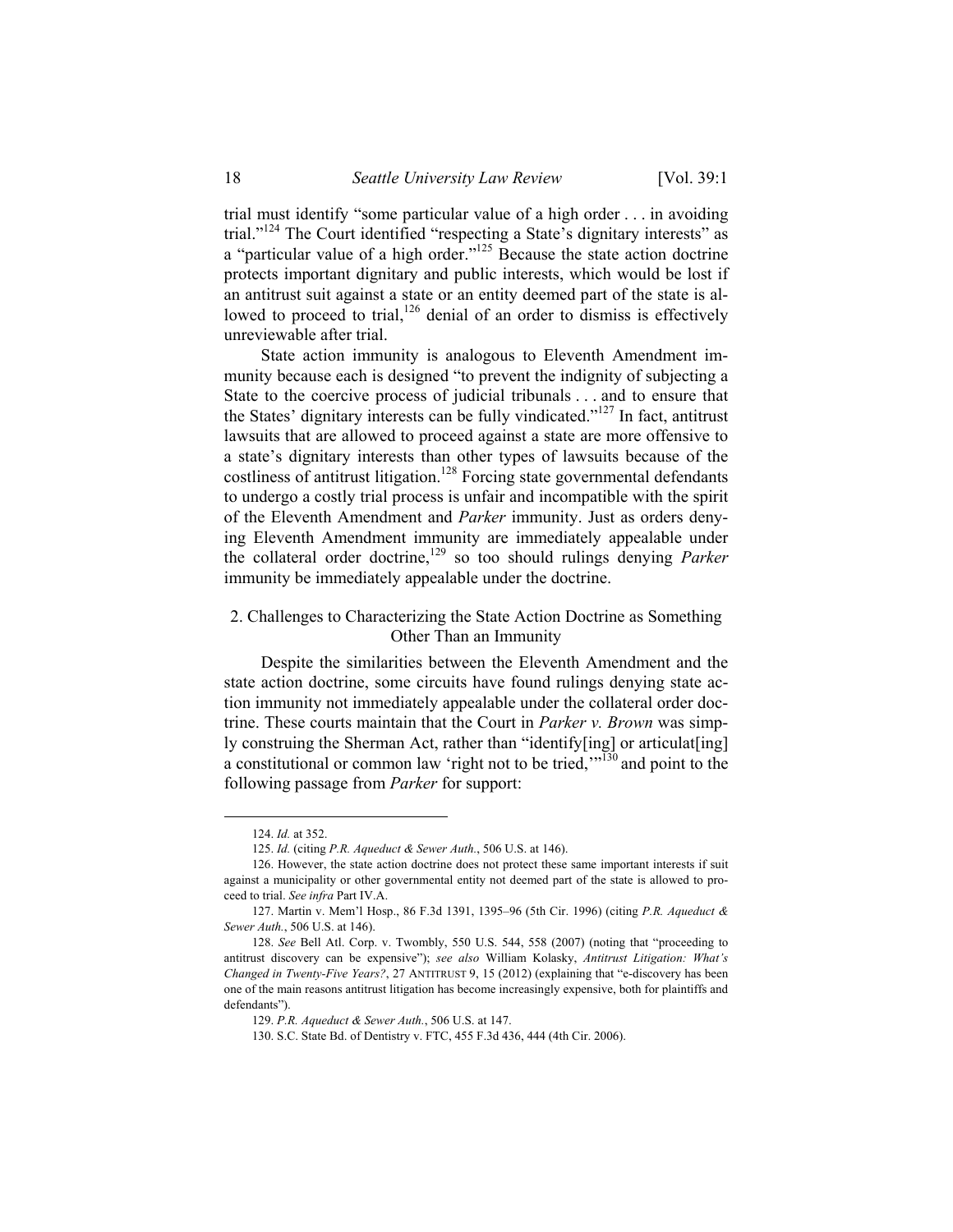trial must identify "some particular value of a high order . . . in avoiding trial."[124] The Court identified "respecting a State's dignitary interests" as a "particular value of a high order."[125] Because the state action doctrine protects important dignitary and public interests, which would be lost if an antitrust suit against a state or an entity deemed part of the state is allowed to proceed to trial,[126] denial of an order to dismiss is effectively unreviewable after trial.

State action immunity is analogous to Eleventh Amendment immunity because each is designed "to prevent the indignity of subjecting a State to the coercive process of judicial tribunals . . . and to ensure that the States' dignitary interests can be fully vindicated."[127] In fact, antitrust lawsuits that are allowed to proceed against a state are more offensive to a state's dignitary interests than other types of lawsuits because of the costliness of antitrust litigation.[128] Forcing state governmental defendants to undergo a costly trial process is unfair and incompatible with the spirit of the Eleventh Amendment and *Parker* immunity. Just as orders denying Eleventh Amendment immunity are immediately appealable under the collateral order doctrine,[129] so too should rulings denying *Parker* immunity be immediately appealable under the doctrine.

### 2. Challenges to Characterizing the State Action Doctrine as Something Other Than an Immunity

Despite the similarities between the Eleventh Amendment and the state action doctrine, some circuits have found rulings denying state action immunity not immediately appealable under the collateral order doctrine. These courts maintain that the Court in *Parker v. Brown* was simply construing the Sherman Act, rather than "identify[ing] or articulat[ing] a constitutional or common law 'right not to be tried,'"[130] and point to the following passage from *Parker* for support:

---

124. *Id.* at 352.

125. *Id.* (citing *P.R. Aqueduct & Sewer Auth.*, 506 U.S. at 146).

126. However, the state action doctrine does not protect these same important interests if suit against a municipality or other governmental entity not deemed part of the state is allowed to proceed to trial. *See infra* Part IV.A.

127. Martin v. Mem'l Hosp., 86 F.3d 1391, 1395–96 (5th Cir. 1996) (citing *P.R. Aqueduct & Sewer Auth.*, 506 U.S. at 146).

128. *See* Bell Atl. Corp. v. Twombly, 550 U.S. 544, 558 (2007) (noting that "proceeding to antitrust discovery can be expensive"); *see also* William Kolasky, *Antitrust Litigation: What's Changed in Twenty-Five Years?*, 27 ANTITRUST 9, 15 (2012) (explaining that "e-discovery has been one of the main reasons antitrust litigation has become increasingly expensive, both for plaintiffs and defendants").

129. *P.R. Aqueduct & Sewer Auth.*, 506 U.S. at 147.

130. S.C. State Bd. of Dentistry v. FTC, 455 F.3d 436, 444 (4th Cir. 2006).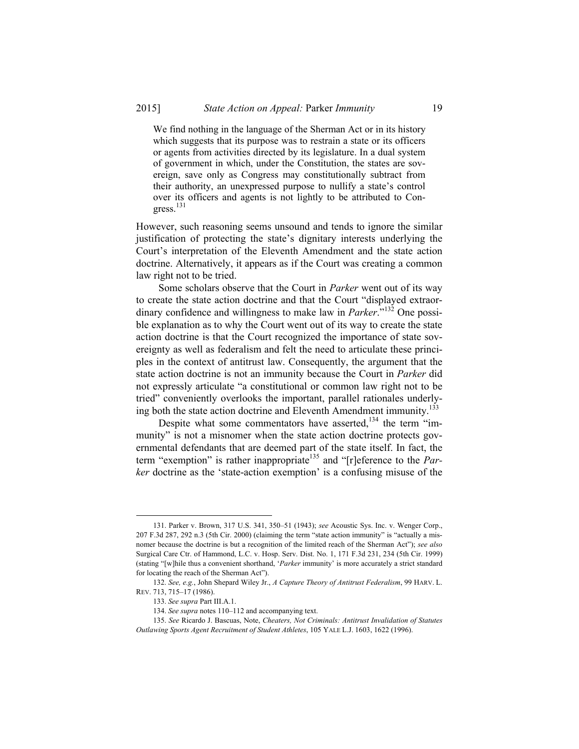> We find nothing in the language of the Sherman Act or in its history which suggests that its purpose was to restrain a state or its officers or agents from activities directed by its legislature. In a dual system of government in which, under the Constitution, the states are sovereign, save only as Congress may constitutionally subtract from their authority, an unexpressed purpose to nullify a state's control over its officers and agents is not lightly to be attributed to Congress.[131]

However, such reasoning seems unsound and tends to ignore the similar justification of protecting the state's dignitary interests underlying the Court's interpretation of the Eleventh Amendment and the state action doctrine. Alternatively, it appears as if the Court was creating a common law right not to be tried.

Some scholars observe that the Court in *Parker* went out of its way to create the state action doctrine and that the Court "displayed extraordinary confidence and willingness to make law in *Parker*."[132] One possible explanation as to why the Court went out of its way to create the state action doctrine is that the Court recognized the importance of state sovereignty as well as federalism and felt the need to articulate these principles in the context of antitrust law. Consequently, the argument that the state action doctrine is not an immunity because the Court in *Parker* did not expressly articulate "a constitutional or common law right not to be tried" conveniently overlooks the important, parallel rationales underlying both the state action doctrine and Eleventh Amendment immunity.[133]

Despite what some commentators have asserted,[134] the term "immunity" is not a misnomer when the state action doctrine protects governmental defendants that are deemed part of the state itself. In fact, the term "exemption" is rather inappropriate[135] and "[r]eference to the *Parker* doctrine as the 'state-action exemption' is a confusing misuse of the

---

131. Parker v. Brown, 317 U.S. 341, 350–51 (1943); *see* Acoustic Sys. Inc. v. Wenger Corp., 207 F.3d 287, 292 n.3 (5th Cir. 2000) (claiming the term "state action immunity" is "actually a misnomer because the doctrine is but a recognition of the limited reach of the Sherman Act"); *see also* Surgical Care Ctr. of Hammond, L.C. v. Hosp. Serv. Dist. No. 1, 171 F.3d 231, 234 (5th Cir. 1999) (stating "[w]hile thus a convenient shorthand, '*Parker* immunity' is more accurately a strict standard for locating the reach of the Sherman Act").

132. *See, e.g.*, John Shepard Wiley Jr., *A Capture Theory of Antitrust Federalism*, 99 HARV. L. REV. 713, 715–17 (1986).

133. *See supra* Part III.A.1.

134. *See supra* notes 110–112 and accompanying text.

135. *See* Ricardo J. Bascuas, Note, *Cheaters, Not Criminals: Antitrust Invalidation of Statutes Outlawing Sports Agent Recruitment of Student Athletes*, 105 YALE L.J. 1603, 1622 (1996).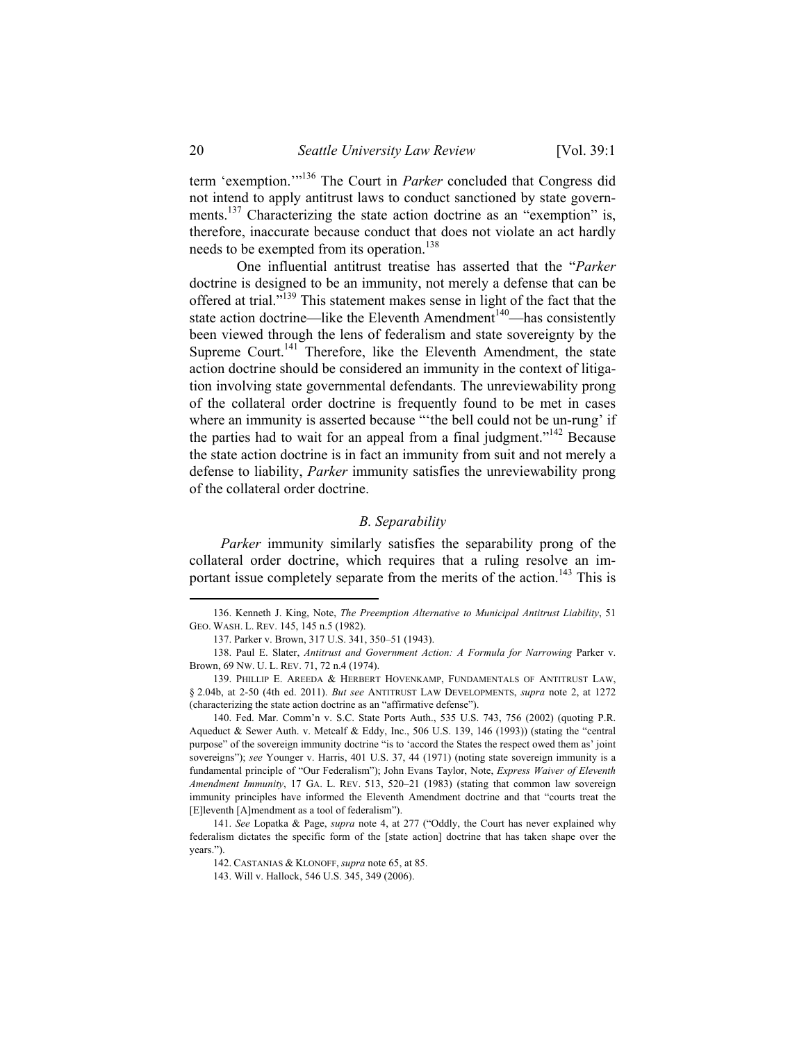term 'exemption.'"[136] The Court in *Parker* concluded that Congress did not intend to apply antitrust laws to conduct sanctioned by state governments.[137] Characterizing the state action doctrine as an "exemption" is, therefore, inaccurate because conduct that does not violate an act hardly needs to be exempted from its operation.[138]

One influential antitrust treatise has asserted that the "*Parker* doctrine is designed to be an immunity, not merely a defense that can be offered at trial."[139] This statement makes sense in light of the fact that the state action doctrine—like the Eleventh Amendment[140]—has consistently been viewed through the lens of federalism and state sovereignty by the Supreme Court.[141] Therefore, like the Eleventh Amendment, the state action doctrine should be considered an immunity in the context of litigation involving state governmental defendants. The unreviewability prong of the collateral order doctrine is frequently found to be met in cases where an immunity is asserted because "'the bell could not be un-rung' if the parties had to wait for an appeal from a final judgment."[142] Because the state action doctrine is in fact an immunity from suit and not merely a defense to liability, *Parker* immunity satisfies the unreviewability prong of the collateral order doctrine.

### *B. Separability*

*Parker* immunity similarly satisfies the separability prong of the collateral order doctrine, which requires that a ruling resolve an important issue completely separate from the merits of the action.[143] This is

---

136. Kenneth J. King, Note, *The Preemption Alternative to Municipal Antitrust Liability*, 51 GEO. WASH. L. REV. 145, 145 n.5 (1982).

137. Parker v. Brown, 317 U.S. 341, 350–51 (1943).

138. Paul E. Slater, *Antitrust and Government Action: A Formula for Narrowing* Parker v. Brown, 69 NW. U. L. REV. 71, 72 n.4 (1974).

139. PHILLIP E. AREEDA & HERBERT HOVENKAMP, FUNDAMENTALS OF ANTITRUST LAW, § 2.04b, at 2-50 (4th ed. 2011). *But see* ANTITRUST LAW DEVELOPMENTS, *supra* note 2, at 1272 (characterizing the state action doctrine as an "affirmative defense").

140. Fed. Mar. Comm'n v. S.C. State Ports Auth., 535 U.S. 743, 756 (2002) (quoting P.R. Aqueduct & Sewer Auth. v. Metcalf & Eddy, Inc., 506 U.S. 139, 146 (1993)) (stating the "central purpose" of the sovereign immunity doctrine "is to 'accord the States the respect owed them as' joint sovereigns"); *see* Younger v. Harris, 401 U.S. 37, 44 (1971) (noting state sovereign immunity is a fundamental principle of "Our Federalism"); John Evans Taylor, Note, *Express Waiver of Eleventh Amendment Immunity*, 17 GA. L. REV. 513, 520–21 (1983) (stating that common law sovereign immunity principles have informed the Eleventh Amendment doctrine and that "courts treat the [E]leventh [A]mendment as a tool of federalism").

141. *See* Lopatka & Page, *supra* note 4, at 277 ("Oddly, the Court has never explained why federalism dictates the specific form of the [state action] doctrine that has taken shape over the years.").

142. CASTANIAS & KLONOFF, *supra* note 65, at 85.

143. Will v. Hallock, 546 U.S. 345, 349 (2006).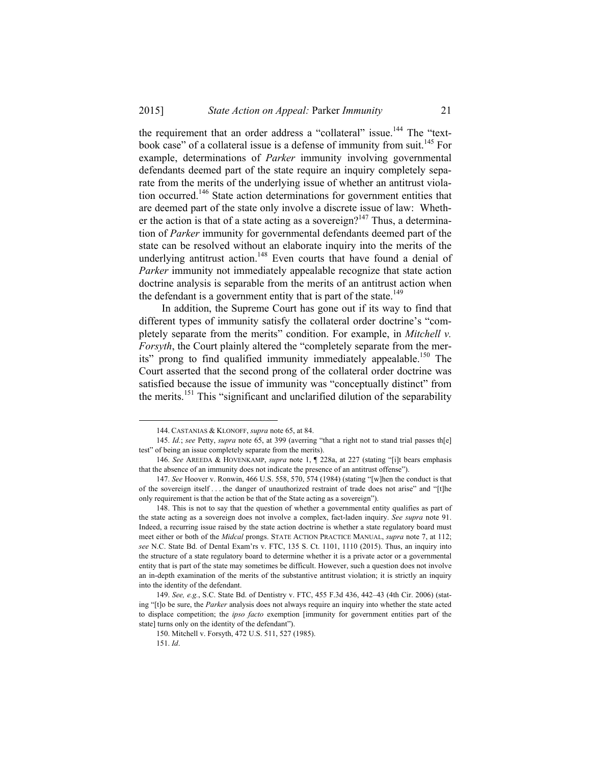the requirement that an order address a "collateral" issue.[144] The "textbook case" of a collateral issue is a defense of immunity from suit.[145] For example, determinations of *Parker* immunity involving governmental defendants deemed part of the state require an inquiry completely separate from the merits of the underlying issue of whether an antitrust violation occurred.[146] State action determinations for government entities that are deemed part of the state only involve a discrete issue of law: Whether the action is that of a state acting as a sovereign?[147] Thus, a determination of *Parker* immunity for governmental defendants deemed part of the state can be resolved without an elaborate inquiry into the merits of the underlying antitrust action.[148] Even courts that have found a denial of *Parker* immunity not immediately appealable recognize that state action doctrine analysis is separable from the merits of an antitrust action when the defendant is a government entity that is part of the state.[149]

In addition, the Supreme Court has gone out if its way to find that different types of immunity satisfy the collateral order doctrine's "completely separate from the merits" condition. For example, in *Mitchell v. Forsyth*, the Court plainly altered the "completely separate from the merits" prong to find qualified immunity immediately appealable.[150] The Court asserted that the second prong of the collateral order doctrine was satisfied because the issue of immunity was "conceptually distinct" from the merits.[151] This "significant and unclarified dilution of the separability

---

144. CASTANIAS & KLONOFF, *supra* note 65, at 84.

145. *Id.*; *see* Petty, *supra* note 65, at 399 (averring "that a right not to stand trial passes th[e] test" of being an issue completely separate from the merits).

146. *See* AREEDA & HOVENKAMP, *supra* note 1, ¶ 228a, at 227 (stating "[i]t bears emphasis that the absence of an immunity does not indicate the presence of an antitrust offense").

147. *See* Hoover v. Ronwin, 466 U.S. 558, 570, 574 (1984) (stating "[w]hen the conduct is that of the sovereign itself . . . the danger of unauthorized restraint of trade does not arise" and "[t]he only requirement is that the action be that of the State acting as a sovereign").

148. This is not to say that the question of whether a governmental entity qualifies as part of the state acting as a sovereign does not involve a complex, fact-laden inquiry. *See supra* note 91. Indeed, a recurring issue raised by the state action doctrine is whether a state regulatory board must meet either or both of the *Midcal* prongs. STATE ACTION PRACTICE MANUAL, *supra* note 7, at 112; *see* N.C. State Bd. of Dental Exam'rs v. FTC, 135 S. Ct. 1101, 1110 (2015). Thus, an inquiry into the structure of a state regulatory board to determine whether it is a private actor or a governmental entity that is part of the state may sometimes be difficult. However, such a question does not involve an in-depth examination of the merits of the substantive antitrust violation; it is strictly an inquiry into the identity of the defendant.

149. *See, e.g.*, S.C. State Bd. of Dentistry v. FTC, 455 F.3d 436, 442–43 (4th Cir. 2006) (stating "[t]o be sure, the *Parker* analysis does not always require an inquiry into whether the state acted to displace competition; the *ipso facto* exemption [immunity for government entities part of the state] turns only on the identity of the defendant").

150. Mitchell v. Forsyth, 472 U.S. 511, 527 (1985).

151. *Id*.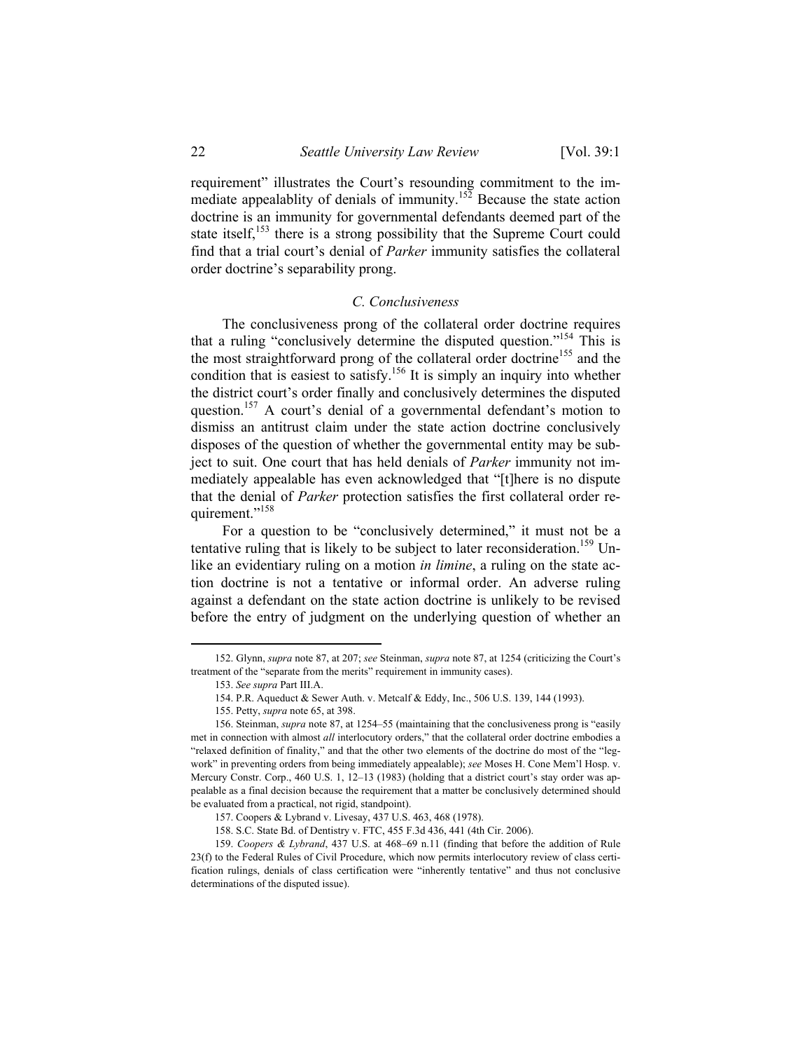requirement" illustrates the Court's resounding commitment to the immediate appealablity of denials of immunity.[152] Because the state action doctrine is an immunity for governmental defendants deemed part of the state itself,[153] there is a strong possibility that the Supreme Court could find that a trial court's denial of *Parker* immunity satisfies the collateral order doctrine's separability prong.

### *C. Conclusiveness*

The conclusiveness prong of the collateral order doctrine requires that a ruling "conclusively determine the disputed question."[154] This is the most straightforward prong of the collateral order doctrine[155] and the condition that is easiest to satisfy.[156] It is simply an inquiry into whether the district court's order finally and conclusively determines the disputed question.[157] A court's denial of a governmental defendant's motion to dismiss an antitrust claim under the state action doctrine conclusively disposes of the question of whether the governmental entity may be subject to suit. One court that has held denials of *Parker* immunity not immediately appealable has even acknowledged that "[t]here is no dispute that the denial of *Parker* protection satisfies the first collateral order requirement."[158]

For a question to be "conclusively determined," it must not be a tentative ruling that is likely to be subject to later reconsideration.[159] Unlike an evidentiary ruling on a motion *in limine*, a ruling on the state action doctrine is not a tentative or informal order. An adverse ruling against a defendant on the state action doctrine is unlikely to be revised before the entry of judgment on the underlying question of whether an

---

152. Glynn, *supra* note 87, at 207; *see* Steinman, *supra* note 87, at 1254 (criticizing the Court's treatment of the "separate from the merits" requirement in immunity cases).

153. *See supra* Part III.A.

154. P.R. Aqueduct & Sewer Auth. v. Metcalf & Eddy, Inc., 506 U.S. 139, 144 (1993).

155. Petty, *supra* note 65, at 398.

156. Steinman, *supra* note 87, at 1254–55 (maintaining that the conclusiveness prong is "easily met in connection with almost *all* interlocutory orders," that the collateral order doctrine embodies a "relaxed definition of finality," and that the other two elements of the doctrine do most of the "legwork" in preventing orders from being immediately appealable); *see* Moses H. Cone Mem'l Hosp. v. Mercury Constr. Corp., 460 U.S. 1, 12–13 (1983) (holding that a district court's stay order was appealable as a final decision because the requirement that a matter be conclusively determined should be evaluated from a practical, not rigid, standpoint).

157. Coopers & Lybrand v. Livesay, 437 U.S. 463, 468 (1978).

158. S.C. State Bd. of Dentistry v. FTC, 455 F.3d 436, 441 (4th Cir. 2006).

159. *Coopers & Lybrand*, 437 U.S. at 468–69 n.11 (finding that before the addition of Rule 23(f) to the Federal Rules of Civil Procedure, which now permits interlocutory review of class certification rulings, denials of class certification were "inherently tentative" and thus not conclusive determinations of the disputed issue).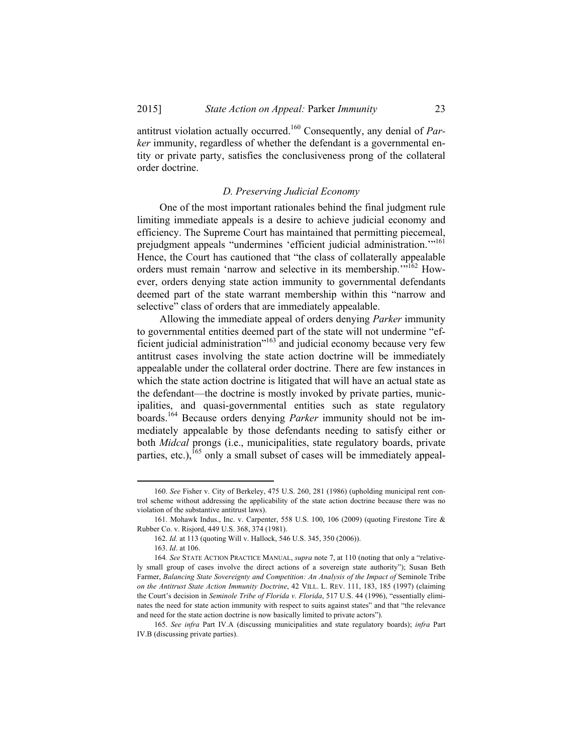antitrust violation actually occurred.[160] Consequently, any denial of *Parker* immunity, regardless of whether the defendant is a governmental entity or private party, satisfies the conclusiveness prong of the collateral order doctrine.

### *D. Preserving Judicial Economy*

One of the most important rationales behind the final judgment rule limiting immediate appeals is a desire to achieve judicial economy and efficiency. The Supreme Court has maintained that permitting piecemeal, prejudgment appeals "undermines 'efficient judicial administration.'"[161] Hence, the Court has cautioned that "the class of collaterally appealable orders must remain 'narrow and selective in its membership.'"[162] However, orders denying state action immunity to governmental defendants deemed part of the state warrant membership within this "narrow and selective" class of orders that are immediately appealable.

Allowing the immediate appeal of orders denying *Parker* immunity to governmental entities deemed part of the state will not undermine "efficient judicial administration"[163] and judicial economy because very few antitrust cases involving the state action doctrine will be immediately appealable under the collateral order doctrine. There are few instances in which the state action doctrine is litigated that will have an actual state as the defendant—the doctrine is mostly invoked by private parties, municipalities, and quasi-governmental entities such as state regulatory boards.[164] Because orders denying *Parker* immunity should not be immediately appealable by those defendants needing to satisfy either or both *Midcal* prongs (i.e., municipalities, state regulatory boards, private parties, etc.),[165] only a small subset of cases will be immediately appeal-

---

160. *See* Fisher v. City of Berkeley, 475 U.S. 260, 281 (1986) (upholding municipal rent control scheme without addressing the applicability of the state action doctrine because there was no violation of the substantive antitrust laws).

161. Mohawk Indus., Inc. v. Carpenter, 558 U.S. 100, 106 (2009) (quoting Firestone Tire & Rubber Co. v. Risjord, 449 U.S. 368, 374 (1981).

162. *Id.* at 113 (quoting Will v. Hallock, 546 U.S. 345, 350 (2006)).

163. *Id*. at 106.

164. *See* STATE ACTION PRACTICE MANUAL, *supra* note 7, at 110 (noting that only a "relatively small group of cases involve the direct actions of a sovereign state authority"); Susan Beth Farmer, *Balancing State Sovereignty and Competition: An Analysis of the Impact of* Seminole Tribe *on the Antitrust State Action Immunity Doctrine*, 42 VILL. L. REV. 111, 183, 185 (1997) (claiming the Court's decision in *Seminole Tribe of Florida v. Florida*, 517 U.S. 44 (1996), "essentially eliminates the need for state action immunity with respect to suits against states" and that "the relevance and need for the state action doctrine is now basically limited to private actors").

165. *See infra* Part IV.A (discussing municipalities and state regulatory boards); *infra* Part IV.B (discussing private parties).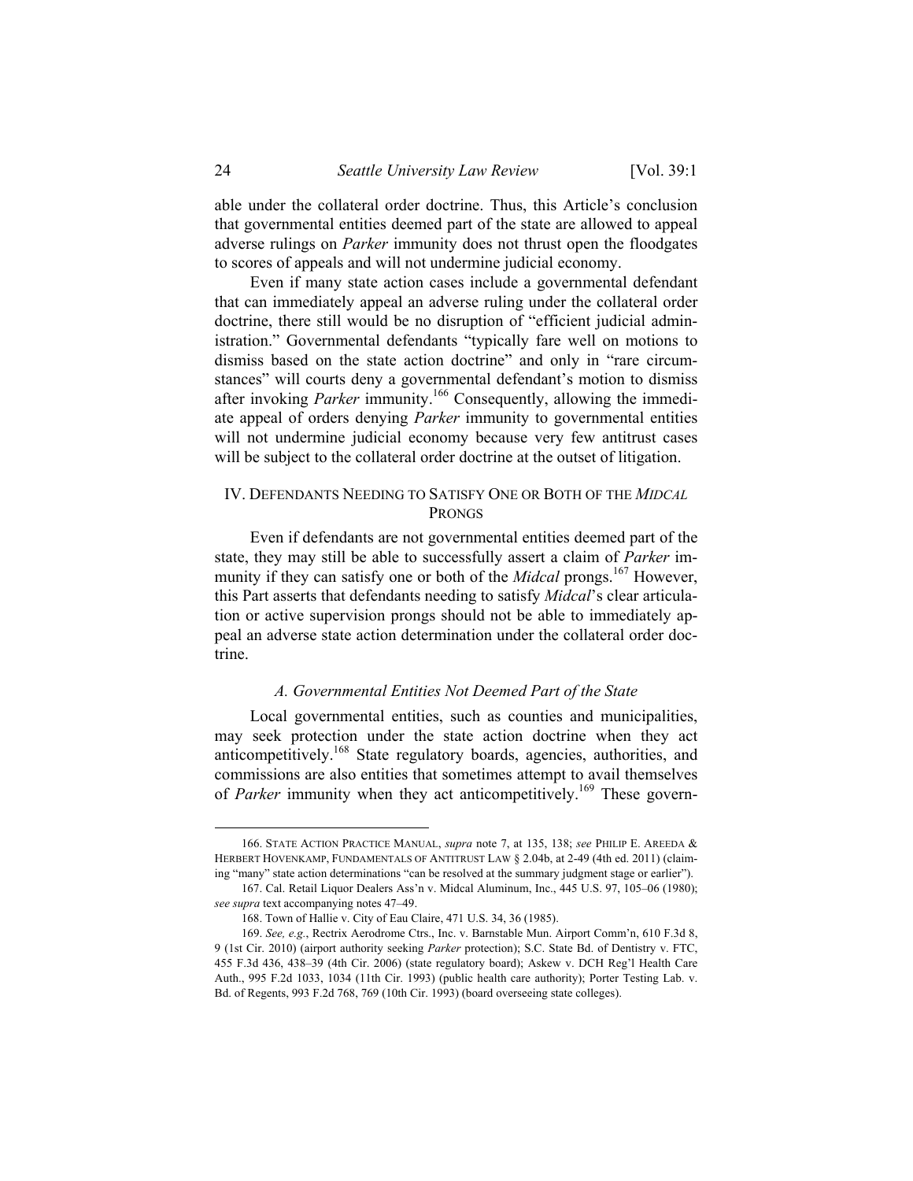able under the collateral order doctrine. Thus, this Article's conclusion that governmental entities deemed part of the state are allowed to appeal adverse rulings on *Parker* immunity does not thrust open the floodgates to scores of appeals and will not undermine judicial economy.

Even if many state action cases include a governmental defendant that can immediately appeal an adverse ruling under the collateral order doctrine, there still would be no disruption of "efficient judicial administration." Governmental defendants "typically fare well on motions to dismiss based on the state action doctrine" and only in "rare circumstances" will courts deny a governmental defendant's motion to dismiss after invoking *Parker* immunity.[166] Consequently, allowing the immediate appeal of orders denying *Parker* immunity to governmental entities will not undermine judicial economy because very few antitrust cases will be subject to the collateral order doctrine at the outset of litigation.

## IV. DEFENDANTS NEEDING TO SATISFY ONE OR BOTH OF THE *MIDCAL* PRONGS

Even if defendants are not governmental entities deemed part of the state, they may still be able to successfully assert a claim of *Parker* immunity if they can satisfy one or both of the *Midcal* prongs.[167] However, this Part asserts that defendants needing to satisfy *Midcal*'s clear articulation or active supervision prongs should not be able to immediately appeal an adverse state action determination under the collateral order doctrine.

### *A. Governmental Entities Not Deemed Part of the State*

Local governmental entities, such as counties and municipalities, may seek protection under the state action doctrine when they act anticompetitively.[168] State regulatory boards, agencies, authorities, and commissions are also entities that sometimes attempt to avail themselves of *Parker* immunity when they act anticompetitively.[169] These govern-

166. STATE ACTION PRACTICE MANUAL, *supra* note 7, at 135, 138; *see* PHILIP E. AREEDA & HERBERT HOVENKAMP, FUNDAMENTALS OF ANTITRUST LAW § 2.04b, at 2-49 (4th ed. 2011) (claiming "many" state action determinations "can be resolved at the summary judgment stage or earlier").

167. Cal. Retail Liquor Dealers Ass'n v. Midcal Aluminum, Inc., 445 U.S. 97, 105–06 (1980); *see supra* text accompanying notes 47–49.

168. Town of Hallie v. City of Eau Claire, 471 U.S. 34, 36 (1985).

169. *See, e.g.*, Rectrix Aerodrome Ctrs., Inc. v. Barnstable Mun. Airport Comm'n, 610 F.3d 8, 9 (1st Cir. 2010) (airport authority seeking *Parker* protection); S.C. State Bd. of Dentistry v. FTC, 455 F.3d 436, 438–39 (4th Cir. 2006) (state regulatory board); Askew v. DCH Reg'l Health Care Auth., 995 F.2d 1033, 1034 (11th Cir. 1993) (public health care authority); Porter Testing Lab. v. Bd. of Regents, 993 F.2d 768, 769 (10th Cir. 1993) (board overseeing state colleges).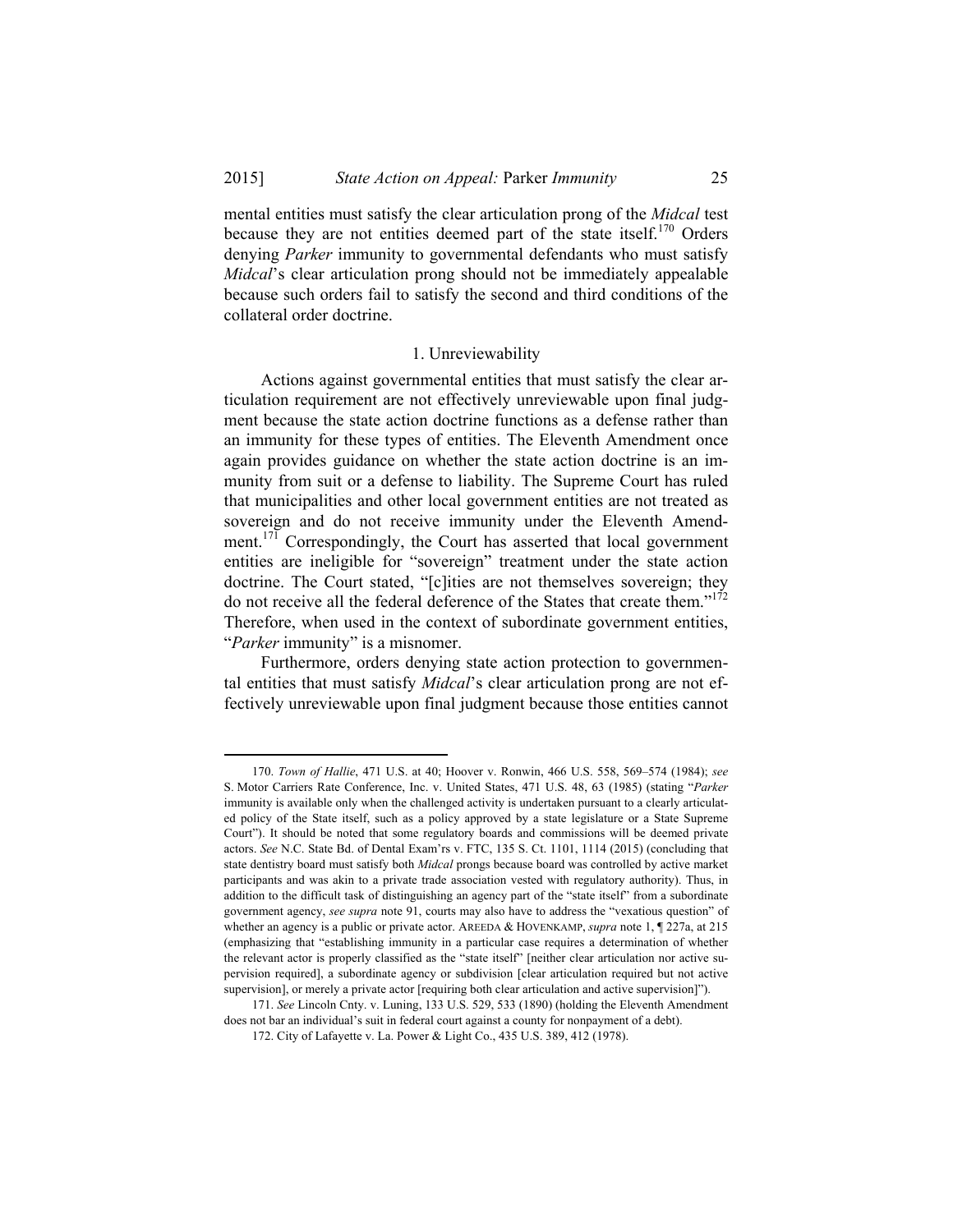mental entities must satisfy the clear articulation prong of the *Midcal* test because they are not entities deemed part of the state itself.[170] Orders denying *Parker* immunity to governmental defendants who must satisfy *Midcal*'s clear articulation prong should not be immediately appealable because such orders fail to satisfy the second and third conditions of the collateral order doctrine.

#### 1. Unreviewability

Actions against governmental entities that must satisfy the clear articulation requirement are not effectively unreviewable upon final judgment because the state action doctrine functions as a defense rather than an immunity for these types of entities. The Eleventh Amendment once again provides guidance on whether the state action doctrine is an immunity from suit or a defense to liability. The Supreme Court has ruled that municipalities and other local government entities are not treated as sovereign and do not receive immunity under the Eleventh Amendment.[171] Correspondingly, the Court has asserted that local government entities are ineligible for "sovereign" treatment under the state action doctrine. The Court stated, "[c]ities are not themselves sovereign; they do not receive all the federal deference of the States that create them."[172] Therefore, when used in the context of subordinate government entities, "*Parker* immunity" is a misnomer.

Furthermore, orders denying state action protection to governmental entities that must satisfy *Midcal*'s clear articulation prong are not effectively unreviewable upon final judgment because those entities cannot

---

170. *Town of Hallie*, 471 U.S. at 40; Hoover v. Ronwin, 466 U.S. 558, 569–574 (1984); *see* S. Motor Carriers Rate Conference, Inc. v. United States, 471 U.S. 48, 63 (1985) (stating "*Parker* immunity is available only when the challenged activity is undertaken pursuant to a clearly articulated policy of the State itself, such as a policy approved by a state legislature or a State Supreme Court"). It should be noted that some regulatory boards and commissions will be deemed private actors. *See* N.C. State Bd. of Dental Exam'rs v. FTC, 135 S. Ct. 1101, 1114 (2015) (concluding that state dentistry board must satisfy both *Midcal* prongs because board was controlled by active market participants and was akin to a private trade association vested with regulatory authority). Thus, in addition to the difficult task of distinguishing an agency part of the "state itself" from a subordinate government agency, *see supra* note 91, courts may also have to address the "vexatious question" of whether an agency is a public or private actor. AREEDA & HOVENKAMP, *supra* note 1, ¶ 227a, at 215 (emphasizing that "establishing immunity in a particular case requires a determination of whether the relevant actor is properly classified as the "state itself" [neither clear articulation nor active supervision required], a subordinate agency or subdivision [clear articulation required but not active supervision], or merely a private actor [requiring both clear articulation and active supervision]").

171. *See* Lincoln Cnty. v. Luning, 133 U.S. 529, 533 (1890) (holding the Eleventh Amendment does not bar an individual's suit in federal court against a county for nonpayment of a debt).

172. City of Lafayette v. La. Power & Light Co., 435 U.S. 389, 412 (1978).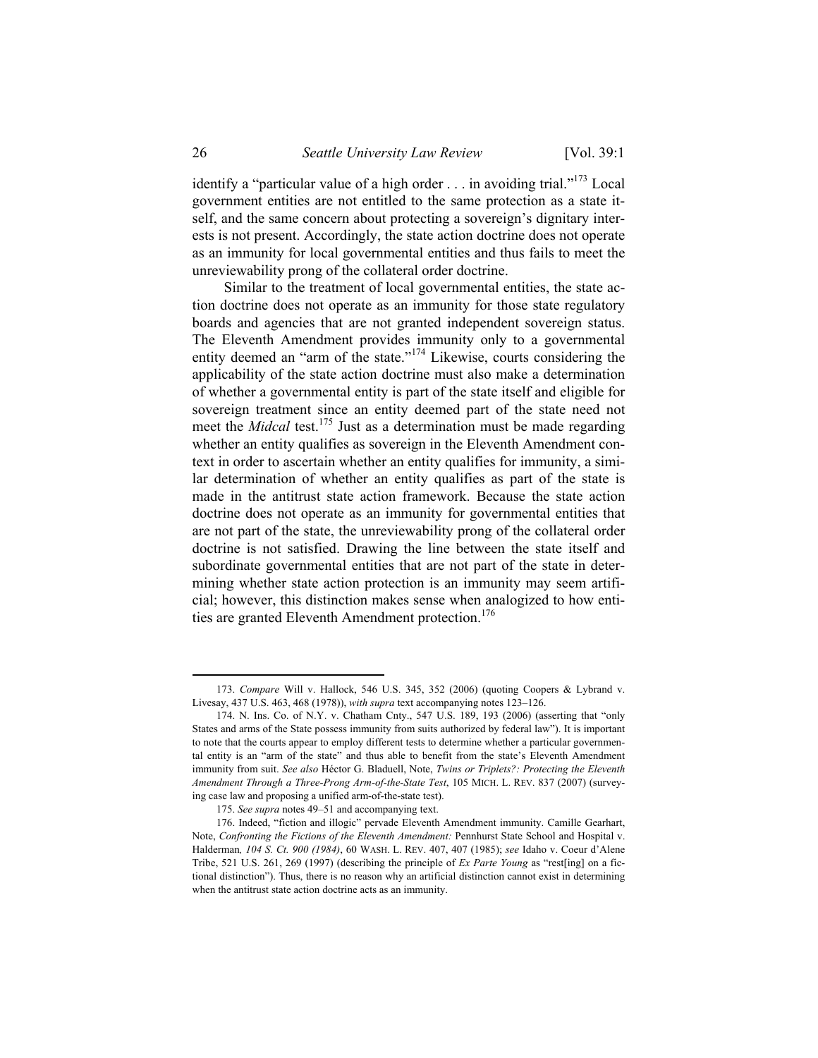identify a "particular value of a high order . . . in avoiding trial."[173] Local government entities are not entitled to the same protection as a state itself, and the same concern about protecting a sovereign's dignitary interests is not present. Accordingly, the state action doctrine does not operate as an immunity for local governmental entities and thus fails to meet the unreviewability prong of the collateral order doctrine.

Similar to the treatment of local governmental entities, the state action doctrine does not operate as an immunity for those state regulatory boards and agencies that are not granted independent sovereign status. The Eleventh Amendment provides immunity only to a governmental entity deemed an "arm of the state."[174] Likewise, courts considering the applicability of the state action doctrine must also make a determination of whether a governmental entity is part of the state itself and eligible for sovereign treatment since an entity deemed part of the state need not meet the *Midcal* test.[175] Just as a determination must be made regarding whether an entity qualifies as sovereign in the Eleventh Amendment context in order to ascertain whether an entity qualifies for immunity, a similar determination of whether an entity qualifies as part of the state is made in the antitrust state action framework. Because the state action doctrine does not operate as an immunity for governmental entities that are not part of the state, the unreviewability prong of the collateral order doctrine is not satisfied. Drawing the line between the state itself and subordinate governmental entities that are not part of the state in determining whether state action protection is an immunity may seem artificial; however, this distinction makes sense when analogized to how entities are granted Eleventh Amendment protection.[176]

---

173. *Compare* Will v. Hallock, 546 U.S. 345, 352 (2006) (quoting Coopers & Lybrand v. Livesay, 437 U.S. 463, 468 (1978)), *with supra* text accompanying notes 123–126.

174. N. Ins. Co. of N.Y. v. Chatham Cnty., 547 U.S. 189, 193 (2006) (asserting that "only States and arms of the State possess immunity from suits authorized by federal law"). It is important to note that the courts appear to employ different tests to determine whether a particular governmental entity is an "arm of the state" and thus able to benefit from the state's Eleventh Amendment immunity from suit. *See also* Héctor G. Bladuell, Note, *Twins or Triplets?: Protecting the Eleventh Amendment Through a Three-Prong Arm-of-the-State Test*, 105 MICH. L. REV. 837 (2007) (surveying case law and proposing a unified arm-of-the-state test).

175. *See supra* notes 49–51 and accompanying text.

176. Indeed, "fiction and illogic" pervade Eleventh Amendment immunity. Camille Gearhart, Note, *Confronting the Fictions of the Eleventh Amendment:* Pennhurst State School and Hospital v. Halderman*, 104 S. Ct. 900 (1984)*, 60 WASH. L. REV. 407, 407 (1985); *see* Idaho v. Coeur d'Alene Tribe, 521 U.S. 261, 269 (1997) (describing the principle of *Ex Parte Young* as "rest[ing] on a fictional distinction"). Thus, there is no reason why an artificial distinction cannot exist in determining when the antitrust state action doctrine acts as an immunity.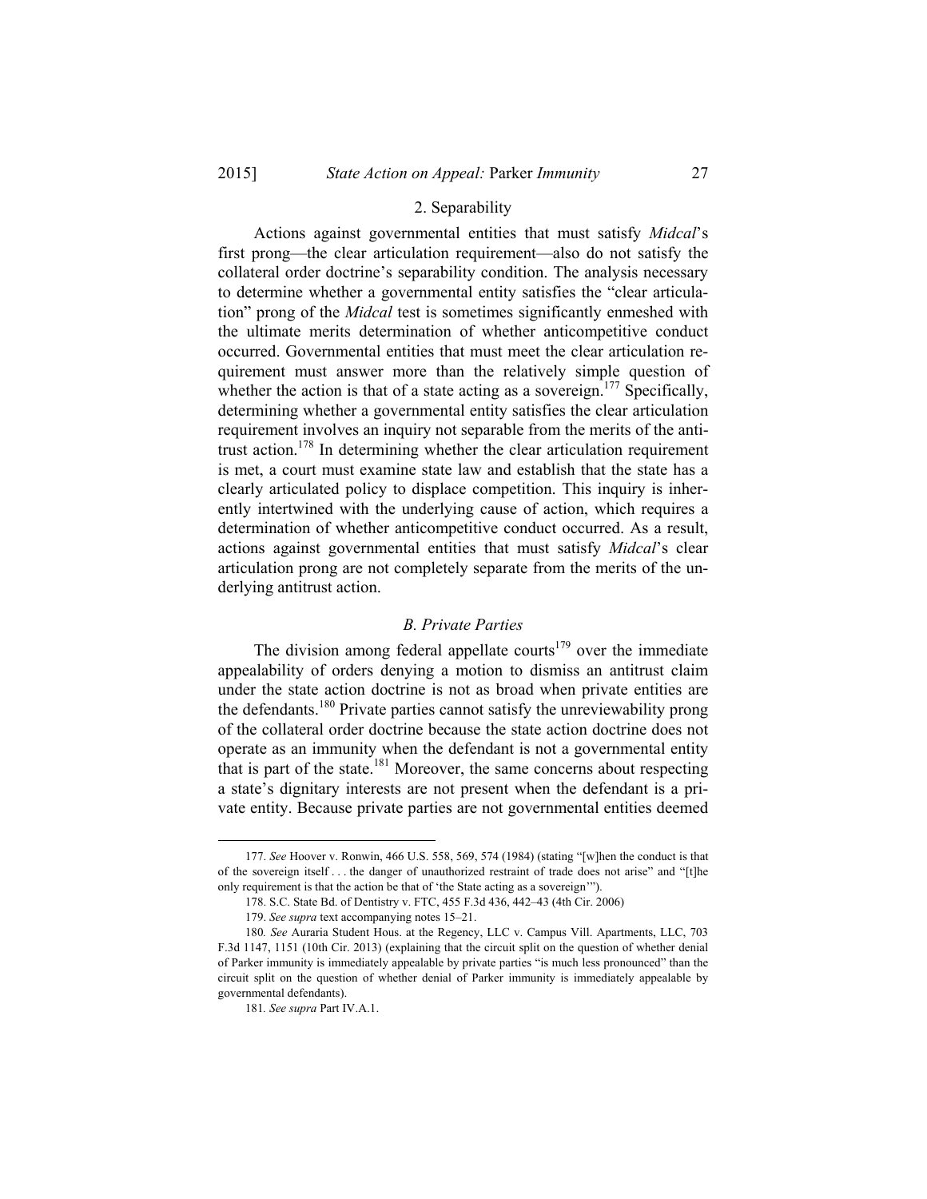### 2. Separability

Actions against governmental entities that must satisfy *Midcal*'s first prong—the clear articulation requirement—also do not satisfy the collateral order doctrine's separability condition. The analysis necessary to determine whether a governmental entity satisfies the "clear articulation" prong of the *Midcal* test is sometimes significantly enmeshed with the ultimate merits determination of whether anticompetitive conduct occurred. Governmental entities that must meet the clear articulation requirement must answer more than the relatively simple question of whether the action is that of a state acting as a sovereign.[177] Specifically, determining whether a governmental entity satisfies the clear articulation requirement involves an inquiry not separable from the merits of the antitrust action.[178] In determining whether the clear articulation requirement is met, a court must examine state law and establish that the state has a clearly articulated policy to displace competition. This inquiry is inherently intertwined with the underlying cause of action, which requires a determination of whether anticompetitive conduct occurred. As a result, actions against governmental entities that must satisfy *Midcal*'s clear articulation prong are not completely separate from the merits of the underlying antitrust action.

## *B. Private Parties*

The division among federal appellate courts[179] over the immediate appealability of orders denying a motion to dismiss an antitrust claim under the state action doctrine is not as broad when private entities are the defendants.[180] Private parties cannot satisfy the unreviewability prong of the collateral order doctrine because the state action doctrine does not operate as an immunity when the defendant is not a governmental entity that is part of the state.[181] Moreover, the same concerns about respecting a state's dignitary interests are not present when the defendant is a private entity. Because private parties are not governmental entities deemed

---

177. *See* Hoover v. Ronwin, 466 U.S. 558, 569, 574 (1984) (stating "[w]hen the conduct is that of the sovereign itself . . . the danger of unauthorized restraint of trade does not arise" and "[t]he only requirement is that the action be that of 'the State acting as a sovereign'").

178. S.C. State Bd. of Dentistry v. FTC, 455 F.3d 436, 442–43 (4th Cir. 2006)

179. *See supra* text accompanying notes 15–21.

180. *See* Auraria Student Hous. at the Regency, LLC v. Campus Vill. Apartments, LLC, 703 F.3d 1147, 1151 (10th Cir. 2013) (explaining that the circuit split on the question of whether denial of Parker immunity is immediately appealable by private parties "is much less pronounced" than the circuit split on the question of whether denial of Parker immunity is immediately appealable by governmental defendants).

181. *See supra* Part IV.A.1.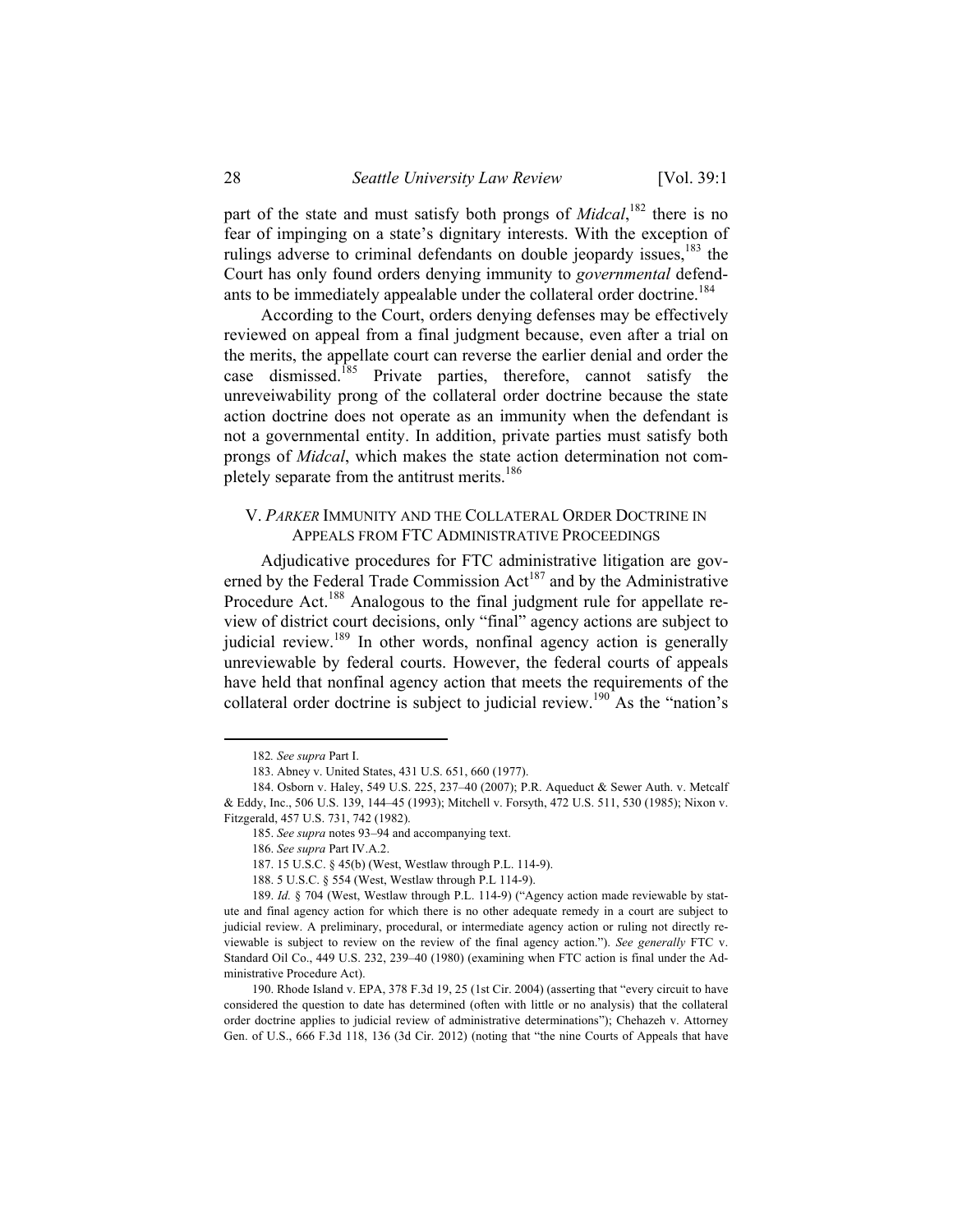part of the state and must satisfy both prongs of *Midcal*,[182] there is no fear of impinging on a state's dignitary interests. With the exception of rulings adverse to criminal defendants on double jeopardy issues,[183] the Court has only found orders denying immunity to *governmental* defendants to be immediately appealable under the collateral order doctrine.[184]

According to the Court, orders denying defenses may be effectively reviewed on appeal from a final judgment because, even after a trial on the merits, the appellate court can reverse the earlier denial and order the case dismissed.[185] Private parties, therefore, cannot satisfy the unreveiwability prong of the collateral order doctrine because the state action doctrine does not operate as an immunity when the defendant is not a governmental entity. In addition, private parties must satisfy both prongs of *Midcal*, which makes the state action determination not completely separate from the antitrust merits.[186]

## V. *PARKER* IMMUNITY AND THE COLLATERAL ORDER DOCTRINE IN APPEALS FROM FTC ADMINISTRATIVE PROCEEDINGS

Adjudicative procedures for FTC administrative litigation are governed by the Federal Trade Commission Act[187] and by the Administrative Procedure Act.[188] Analogous to the final judgment rule for appellate review of district court decisions, only "final" agency actions are subject to judicial review.[189] In other words, nonfinal agency action is generally unreviewable by federal courts. However, the federal courts of appeals have held that nonfinal agency action that meets the requirements of the collateral order doctrine is subject to judicial review.[190] As the "nation's

---

182. *See supra* Part I.

183. Abney v. United States, 431 U.S. 651, 660 (1977).

184. Osborn v. Haley, 549 U.S. 225, 237–40 (2007); P.R. Aqueduct & Sewer Auth. v. Metcalf & Eddy, Inc., 506 U.S. 139, 144–45 (1993); Mitchell v. Forsyth, 472 U.S. 511, 530 (1985); Nixon v. Fitzgerald, 457 U.S. 731, 742 (1982).

185. *See supra* notes 93–94 and accompanying text.

186. *See supra* Part IV.A.2.

187. 15 U.S.C. § 45(b) (West, Westlaw through P.L. 114-9).

188. 5 U.S.C. § 554 (West, Westlaw through P.L 114-9).

189. *Id.* § 704 (West, Westlaw through P.L. 114-9) ("Agency action made reviewable by statute and final agency action for which there is no other adequate remedy in a court are subject to judicial review. A preliminary, procedural, or intermediate agency action or ruling not directly reviewable is subject to review on the review of the final agency action."). *See generally* FTC v. Standard Oil Co., 449 U.S. 232, 239–40 (1980) (examining when FTC action is final under the Administrative Procedure Act).

190. Rhode Island v. EPA, 378 F.3d 19, 25 (1st Cir. 2004) (asserting that "every circuit to have considered the question to date has determined (often with little or no analysis) that the collateral order doctrine applies to judicial review of administrative determinations"); Chehazeh v. Attorney Gen. of U.S., 666 F.3d 118, 136 (3d Cir. 2012) (noting that "the nine Courts of Appeals that have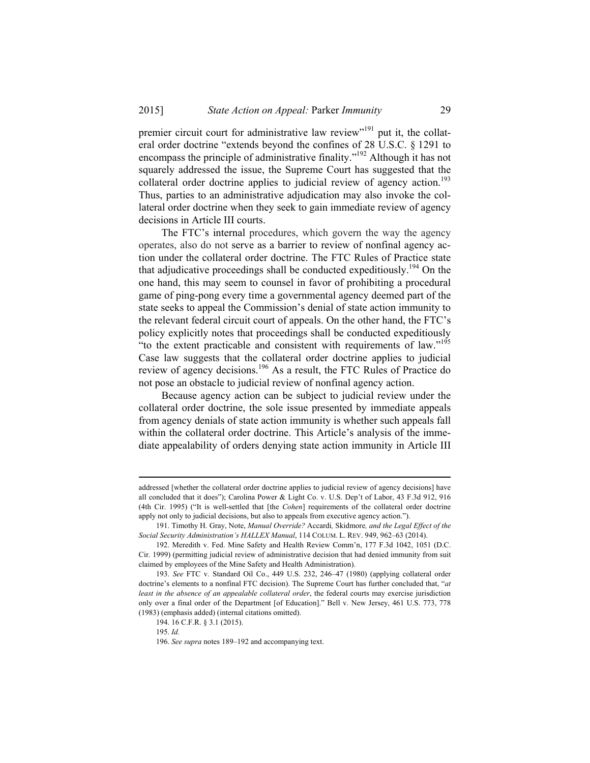premier circuit court for administrative law review"[191] put it, the collateral order doctrine "extends beyond the confines of 28 U.S.C. § 1291 to encompass the principle of administrative finality."[192] Although it has not squarely addressed the issue, the Supreme Court has suggested that the collateral order doctrine applies to judicial review of agency action.[193] Thus, parties to an administrative adjudication may also invoke the collateral order doctrine when they seek to gain immediate review of agency decisions in Article III courts.

The FTC's internal procedures, which govern the way the agency operates, also do not serve as a barrier to review of nonfinal agency action under the collateral order doctrine. The FTC Rules of Practice state that adjudicative proceedings shall be conducted expeditiously.[194] On the one hand, this may seem to counsel in favor of prohibiting a procedural game of ping-pong every time a governmental agency deemed part of the state seeks to appeal the Commission's denial of state action immunity to the relevant federal circuit court of appeals. On the other hand, the FTC's policy explicitly notes that proceedings shall be conducted expeditiously "to the extent practicable and consistent with requirements of law."[195] Case law suggests that the collateral order doctrine applies to judicial review of agency decisions.[196] As a result, the FTC Rules of Practice do not pose an obstacle to judicial review of nonfinal agency action.

Because agency action can be subject to judicial review under the collateral order doctrine, the sole issue presented by immediate appeals from agency denials of state action immunity is whether such appeals fall within the collateral order doctrine. This Article's analysis of the immediate appealability of orders denying state action immunity in Article III

---

addressed [whether the collateral order doctrine applies to judicial review of agency decisions] have all concluded that it does"); Carolina Power & Light Co. v. U.S. Dep't of Labor, 43 F.3d 912, 916 (4th Cir. 1995) ("It is well-settled that [the *Cohen*] requirements of the collateral order doctrine apply not only to judicial decisions, but also to appeals from executive agency action.").

191. Timothy H. Gray, Note, *Manual Override?* Accardi*,* Skidmore*, and the Legal Effect of the Social Security Administration's HALLEX Manual*, 114 COLUM. L. REV. 949, 962–63 (2014).

192. Meredith v. Fed. Mine Safety and Health Review Comm'n, 177 F.3d 1042, 1051 (D.C. Cir. 1999) (permitting judicial review of administrative decision that had denied immunity from suit claimed by employees of the Mine Safety and Health Administration).

193. *See* FTC v. Standard Oil Co., 449 U.S. 232, 246–47 (1980) (applying collateral order doctrine's elements to a nonfinal FTC decision). The Supreme Court has further concluded that, "*at least in the absence of an appealable collateral order*, the federal courts may exercise jurisdiction only over a final order of the Department [of Education]." Bell v. New Jersey, 461 U.S. 773, 778 (1983) (emphasis added) (internal citations omitted).

194. 16 C.F.R. § 3.1 (2015).

195. *Id.*

196. *See supra* notes 189–192 and accompanying text.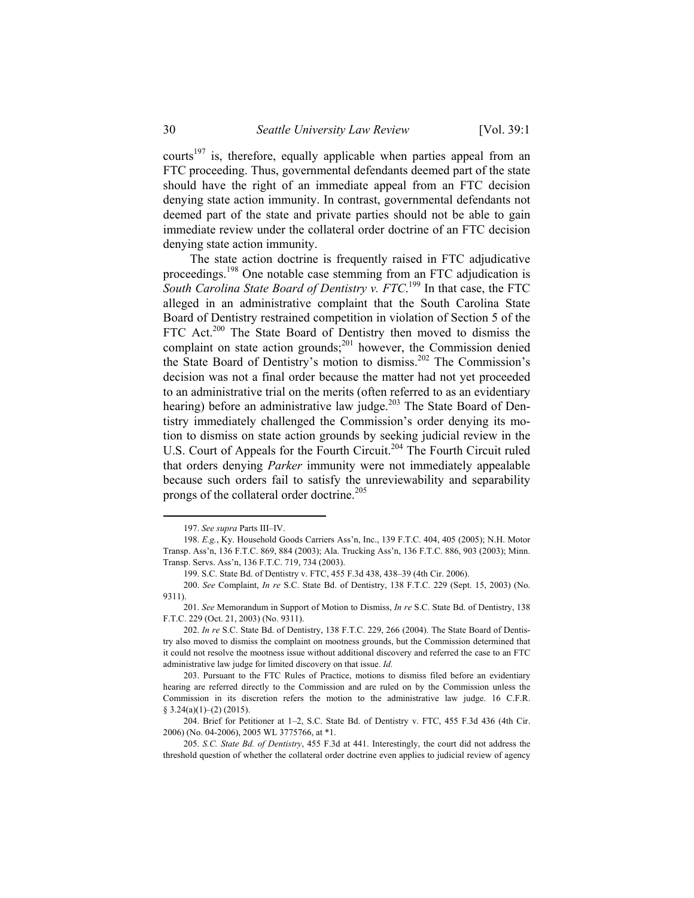courts[197] is, therefore, equally applicable when parties appeal from an FTC proceeding. Thus, governmental defendants deemed part of the state should have the right of an immediate appeal from an FTC decision denying state action immunity. In contrast, governmental defendants not deemed part of the state and private parties should not be able to gain immediate review under the collateral order doctrine of an FTC decision denying state action immunity.

The state action doctrine is frequently raised in FTC adjudicative proceedings.[198] One notable case stemming from an FTC adjudication is *South Carolina State Board of Dentistry v. FTC*.[199] In that case, the FTC alleged in an administrative complaint that the South Carolina State Board of Dentistry restrained competition in violation of Section 5 of the FTC Act.[200] The State Board of Dentistry then moved to dismiss the complaint on state action grounds;[201] however, the Commission denied the State Board of Dentistry's motion to dismiss.[202] The Commission's decision was not a final order because the matter had not yet proceeded to an administrative trial on the merits (often referred to as an evidentiary hearing) before an administrative law judge.[203] The State Board of Dentistry immediately challenged the Commission's order denying its motion to dismiss on state action grounds by seeking judicial review in the U.S. Court of Appeals for the Fourth Circuit.[204] The Fourth Circuit ruled that orders denying *Parker* immunity were not immediately appealable because such orders fail to satisfy the unreviewability and separability prongs of the collateral order doctrine.[205]

---

197. *See supra* Parts III–IV.

198. *E.g.*, Ky. Household Goods Carriers Ass'n, Inc., 139 F.T.C. 404, 405 (2005); N.H. Motor Transp. Ass'n, 136 F.T.C. 869, 884 (2003); Ala. Trucking Ass'n, 136 F.T.C. 886, 903 (2003); Minn. Transp. Servs. Ass'n, 136 F.T.C. 719, 734 (2003).

199. S.C. State Bd. of Dentistry v. FTC, 455 F.3d 438, 438–39 (4th Cir. 2006).

200. *See* Complaint, *In re* S.C. State Bd. of Dentistry, 138 F.T.C. 229 (Sept. 15, 2003) (No. 9311).

201. *See* Memorandum in Support of Motion to Dismiss, *In re* S.C. State Bd. of Dentistry, 138 F.T.C. 229 (Oct. 21, 2003) (No. 9311).

202. *In re* S.C. State Bd. of Dentistry, 138 F.T.C. 229, 266 (2004). The State Board of Dentistry also moved to dismiss the complaint on mootness grounds, but the Commission determined that it could not resolve the mootness issue without additional discovery and referred the case to an FTC administrative law judge for limited discovery on that issue. *Id.*

203. Pursuant to the FTC Rules of Practice, motions to dismiss filed before an evidentiary hearing are referred directly to the Commission and are ruled on by the Commission unless the Commission in its discretion refers the motion to the administrative law judge. 16 C.F.R. § 3.24(a)(1)–(2) (2015).

204. Brief for Petitioner at 1–2, S.C. State Bd. of Dentistry v. FTC, 455 F.3d 436 (4th Cir. 2006) (No. 04-2006), 2005 WL 3775766, at *1.

205. *S.C. State Bd. of Dentistry*, 455 F.3d at 441. Interestingly, the court did not address the threshold question of whether the collateral order doctrine even applies to judicial review of agency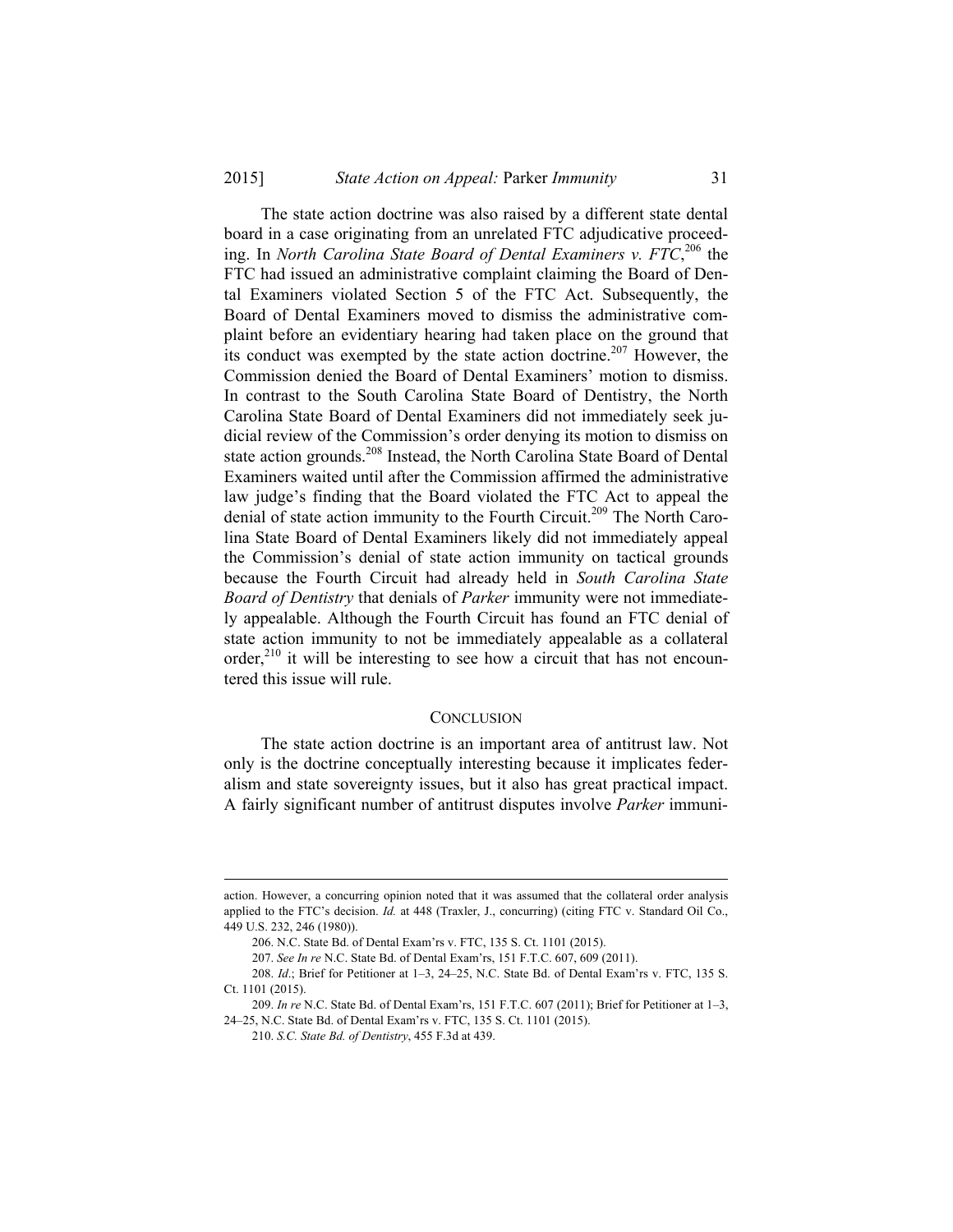The state action doctrine was also raised by a different state dental board in a case originating from an unrelated FTC adjudicative proceeding. In *North Carolina State Board of Dental Examiners v. FTC*,[206] the FTC had issued an administrative complaint claiming the Board of Dental Examiners violated Section 5 of the FTC Act. Subsequently, the Board of Dental Examiners moved to dismiss the administrative complaint before an evidentiary hearing had taken place on the ground that its conduct was exempted by the state action doctrine.[207] However, the Commission denied the Board of Dental Examiners' motion to dismiss. In contrast to the South Carolina State Board of Dentistry, the North Carolina State Board of Dental Examiners did not immediately seek judicial review of the Commission's order denying its motion to dismiss on state action grounds.[208] Instead, the North Carolina State Board of Dental Examiners waited until after the Commission affirmed the administrative law judge's finding that the Board violated the FTC Act to appeal the denial of state action immunity to the Fourth Circuit.[209] The North Carolina State Board of Dental Examiners likely did not immediately appeal the Commission's denial of state action immunity on tactical grounds because the Fourth Circuit had already held in *South Carolina State Board of Dentistry* that denials of *Parker* immunity were not immediately appealable. Although the Fourth Circuit has found an FTC denial of state action immunity to not be immediately appealable as a collateral order,[210] it will be interesting to see how a circuit that has not encountered this issue will rule.

## CONCLUSION

The state action doctrine is an important area of antitrust law. Not only is the doctrine conceptually interesting because it implicates federalism and state sovereignty issues, but it also has great practical impact. A fairly significant number of antitrust disputes involve *Parker* immuni-

---

action. However, a concurring opinion noted that it was assumed that the collateral order analysis applied to the FTC's decision. *Id.* at 448 (Traxler, J., concurring) (citing FTC v. Standard Oil Co., 449 U.S. 232, 246 (1980)).

206. N.C. State Bd. of Dental Exam'rs v. FTC, 135 S. Ct. 1101 (2015).

207. *See In re* N.C. State Bd. of Dental Exam'rs, 151 F.T.C. 607, 609 (2011).

208. *Id*.; Brief for Petitioner at 1–3, 24–25, N.C. State Bd. of Dental Exam'rs v. FTC, 135 S. Ct. 1101 (2015).

209. *In re* N.C. State Bd. of Dental Exam'rs, 151 F.T.C. 607 (2011); Brief for Petitioner at 1–3, 24–25, N.C. State Bd. of Dental Exam'rs v. FTC, 135 S. Ct. 1101 (2015).

210. *S.C. State Bd. of Dentistry*, 455 F.3d at 439.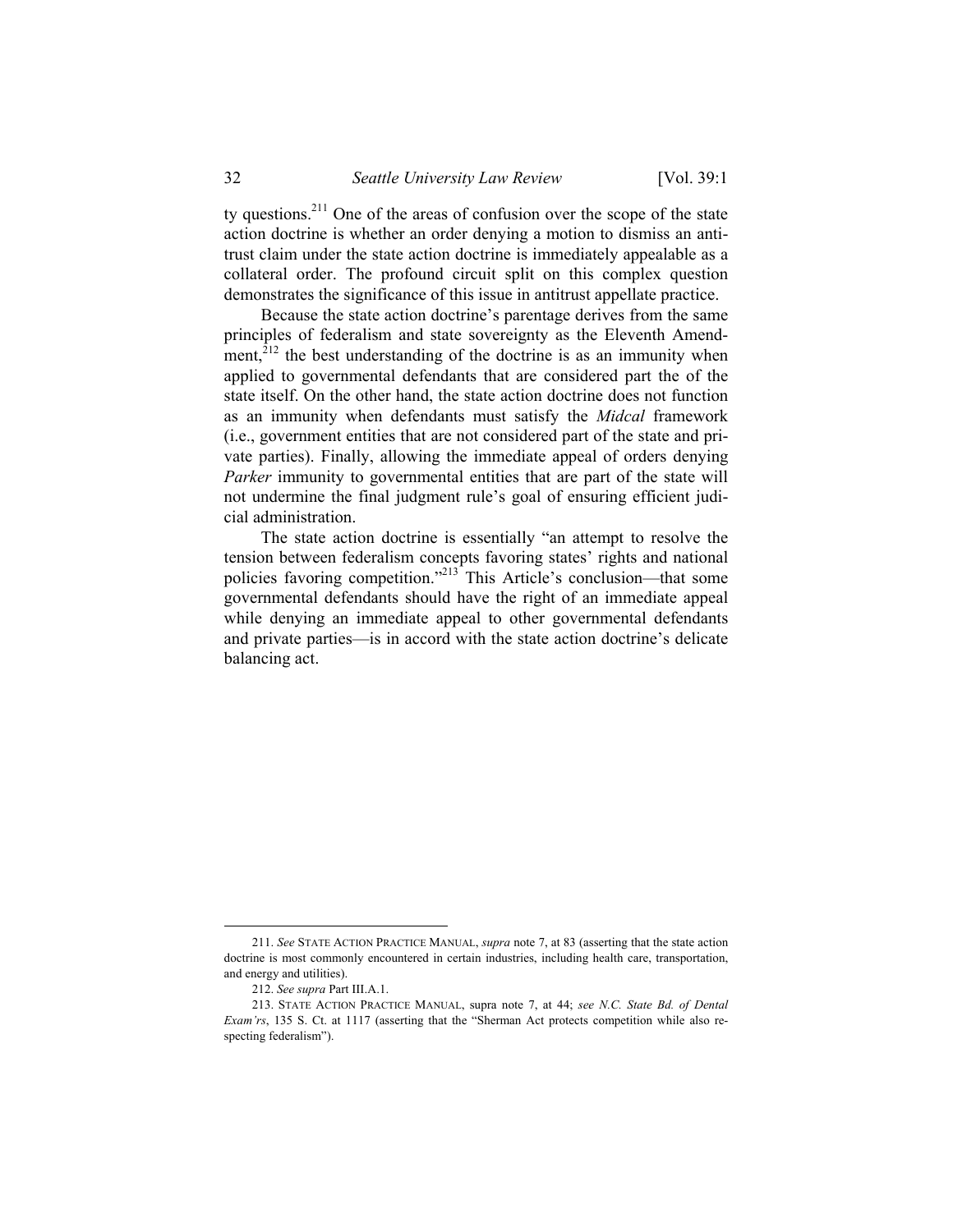ty questions.[211] One of the areas of confusion over the scope of the state action doctrine is whether an order denying a motion to dismiss an antitrust claim under the state action doctrine is immediately appealable as a collateral order. The profound circuit split on this complex question demonstrates the significance of this issue in antitrust appellate practice.

Because the state action doctrine's parentage derives from the same principles of federalism and state sovereignty as the Eleventh Amendment,[212] the best understanding of the doctrine is as an immunity when applied to governmental defendants that are considered part the of the state itself. On the other hand, the state action doctrine does not function as an immunity when defendants must satisfy the *Midcal* framework (i.e., government entities that are not considered part of the state and private parties). Finally, allowing the immediate appeal of orders denying *Parker* immunity to governmental entities that are part of the state will not undermine the final judgment rule's goal of ensuring efficient judicial administration.

The state action doctrine is essentially "an attempt to resolve the tension between federalism concepts favoring states' rights and national policies favoring competition."[213] This Article's conclusion—that some governmental defendants should have the right of an immediate appeal while denying an immediate appeal to other governmental defendants and private parties—is in accord with the state action doctrine's delicate balancing act.

---

211. *See* STATE ACTION PRACTICE MANUAL, *supra* note 7, at 83 (asserting that the state action doctrine is most commonly encountered in certain industries, including health care, transportation, and energy and utilities).

212. *See supra* Part III.A.1.

213. STATE ACTION PRACTICE MANUAL, supra note 7, at 44; *see N.C. State Bd. of Dental Exam'rs*, 135 S. Ct. at 1117 (asserting that the "Sherman Act protects competition while also respecting federalism").